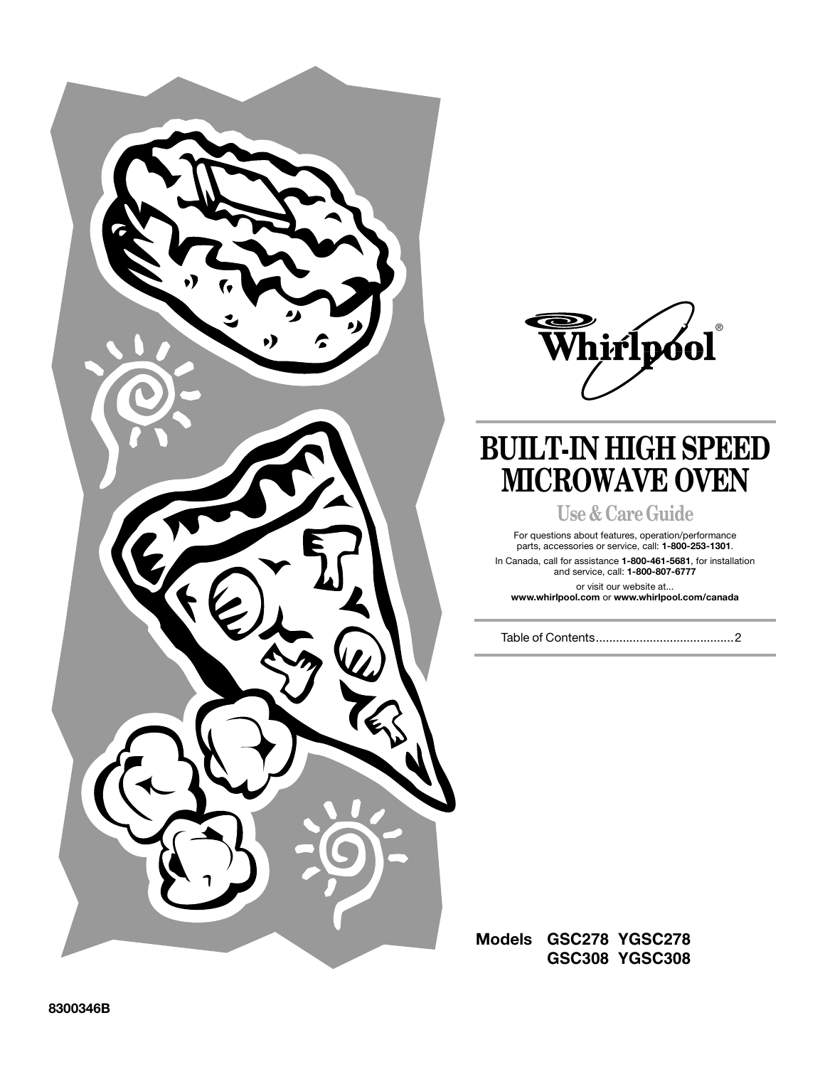Whirlpool®

# BUILT-IN HIGH SPEED MICROWAVE OVEN

## Use & Care Guide

For questions about features, operation/performance parts, accessories or service, call: **1-800-253-1301**.

In Canada, call for assistance **1-800-461-5681**, for installation and service, call: **1-800-807-6777**

or visit our website at...
**www.whirlpool.com** or **www.whirlpool.com/canada**

Table of Contents.........................................2

**Models GSC278 YGSC278**
**GSC308 YGSC308**

**8300346B**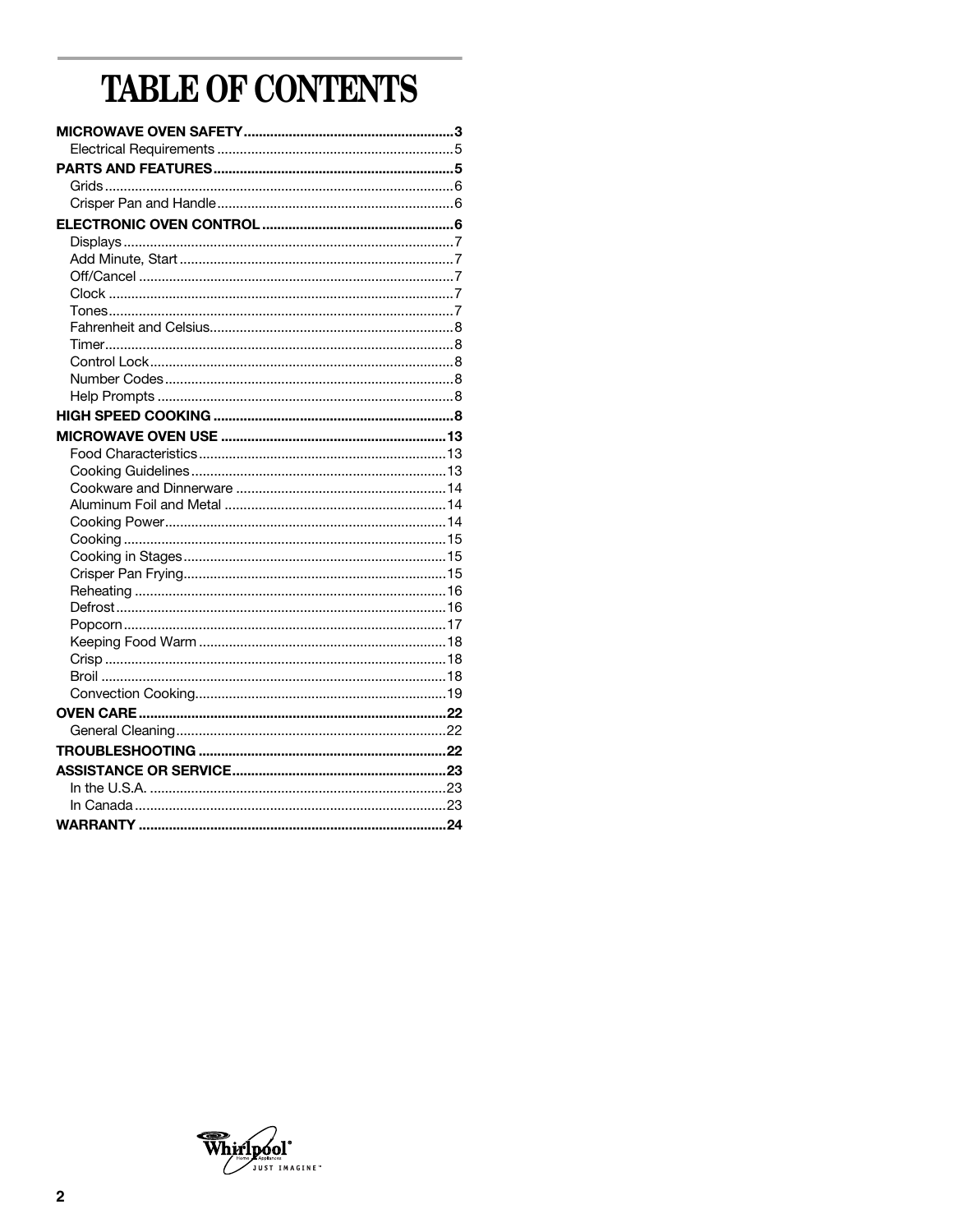# TABLE OF CONTENTS

**MICROWAVE OVEN SAFETY** .......................................................3
- Electrical Requirements ..............................................................5

**PARTS AND FEATURES** ...............................................................5
- Grids ............................................................................................6
- Crisper Pan and Handle ..............................................................6

**ELECTRONIC OVEN CONTROL** ..................................................6
- Displays .......................................................................................7
- Add Minute, Start ........................................................................7
- Off/Cancel ...................................................................................7
- Clock ...........................................................................................7
- Tones ...........................................................................................7
- Fahrenheit and Celsius ................................................................8
- Timer ............................................................................................8
- Control Lock ................................................................................8
- Number Codes ............................................................................8
- Help Prompts ..............................................................................8

**HIGH SPEED COOKING** ...............................................................8

**MICROWAVE OVEN USE** ...........................................................13
- Food Characteristics .................................................................13
- Cooking Guidelines ...................................................................13
- Cookware and Dinnerware .......................................................14
- Aluminum Foil and Metal ..........................................................14
- Cooking Power ..........................................................................14
- Cooking ....................................................................................15
- Cooking in Stages .....................................................................15
- Crisper Pan Frying .....................................................................15
- Reheating ..................................................................................16
- Defrost ......................................................................................16
- Popcorn .....................................................................................17
- Keeping Food Warm .................................................................18
- Crisp ..........................................................................................18
- Broil ...........................................................................................18
- Convection Cooking ..................................................................19

**OVEN CARE** .................................................................................22
- General Cleaning .......................................................................22

**TROUBLESHOOTING** .................................................................22

**ASSISTANCE OR SERVICE** ........................................................23
- In the U.S.A. ..............................................................................23
- In Canada ..................................................................................23

**WARRANTY** .................................................................................24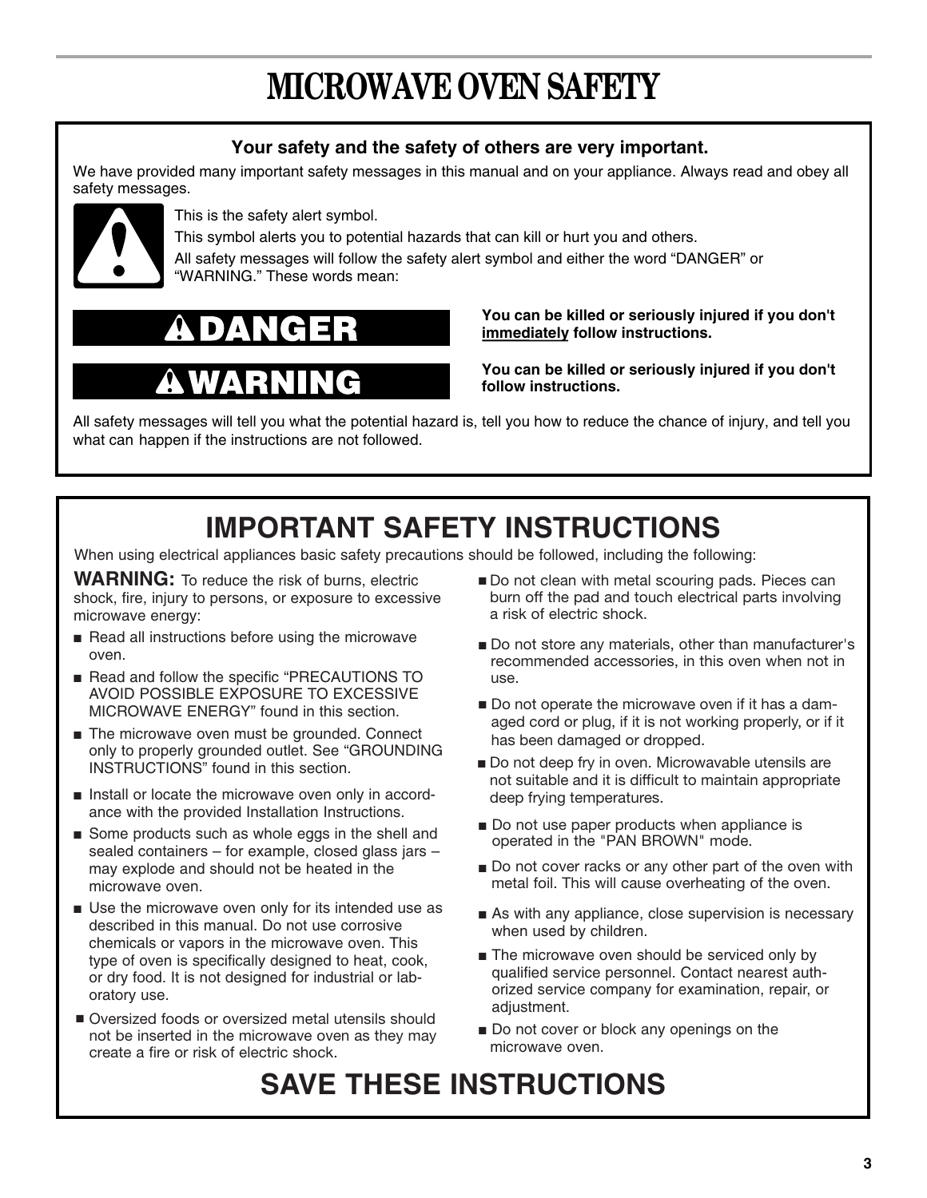# MICROWAVE OVEN SAFETY

**Your safety and the safety of others are very important.**

We have provided many important safety messages in this manual and on your appliance. Always read and obey all safety messages.

This is the safety alert symbol.

This symbol alerts you to potential hazards that can kill or hurt you and others.

All safety messages will follow the safety alert symbol and either the word “DANGER” or “WARNING.” These words mean:

**DANGER** — **You can be killed or seriously injured if you don't immediately follow instructions.**

**WARNING** — **You can be killed or seriously injured if you don't follow instructions.**

All safety messages will tell you what the potential hazard is, tell you how to reduce the chance of injury, and tell you what can happen if the instructions are not followed.

## IMPORTANT SAFETY INSTRUCTIONS

When using electrical appliances basic safety precautions should be followed, including the following:

**WARNING:** To reduce the risk of burns, electric shock, fire, injury to persons, or exposure to excessive microwave energy:

- Read all instructions before using the microwave oven.
- Read and follow the specific “PRECAUTIONS TO AVOID POSSIBLE EXPOSURE TO EXCESSIVE MICROWAVE ENERGY” found in this section.
- The microwave oven must be grounded. Connect only to properly grounded outlet. See “GROUNDING INSTRUCTIONS” found in this section.
- Install or locate the microwave oven only in accordance with the provided Installation Instructions.
- Some products such as whole eggs in the shell and sealed containers – for example, closed glass jars – may explode and should not be heated in the microwave oven.
- Use the microwave oven only for its intended use as described in this manual. Do not use corrosive chemicals or vapors in the microwave oven. This type of oven is specifically designed to heat, cook, or dry food. It is not designed for industrial or laboratory use.
- Oversized foods or oversized metal utensils should not be inserted in the microwave oven as they may create a fire or risk of electric shock.
- Do not clean with metal scouring pads. Pieces can burn off the pad and touch electrical parts involving a risk of electric shock.
- Do not store any materials, other than manufacturer's recommended accessories, in this oven when not in use.
- Do not operate the microwave oven if it has a damaged cord or plug, if it is not working properly, or if it has been damaged or dropped.
- Do not deep fry in oven. Microwavable utensils are not suitable and it is difficult to maintain appropriate deep frying temperatures.
- Do not use paper products when appliance is operated in the "PAN BROWN" mode.
- Do not cover racks or any other part of the oven with metal foil. This will cause overheating of the oven.
- As with any appliance, close supervision is necessary when used by children.
- The microwave oven should be serviced only by qualified service personnel. Contact nearest authorized service company for examination, repair, or adjustment.
- Do not cover or block any openings on the microwave oven.

## SAVE THESE INSTRUCTIONS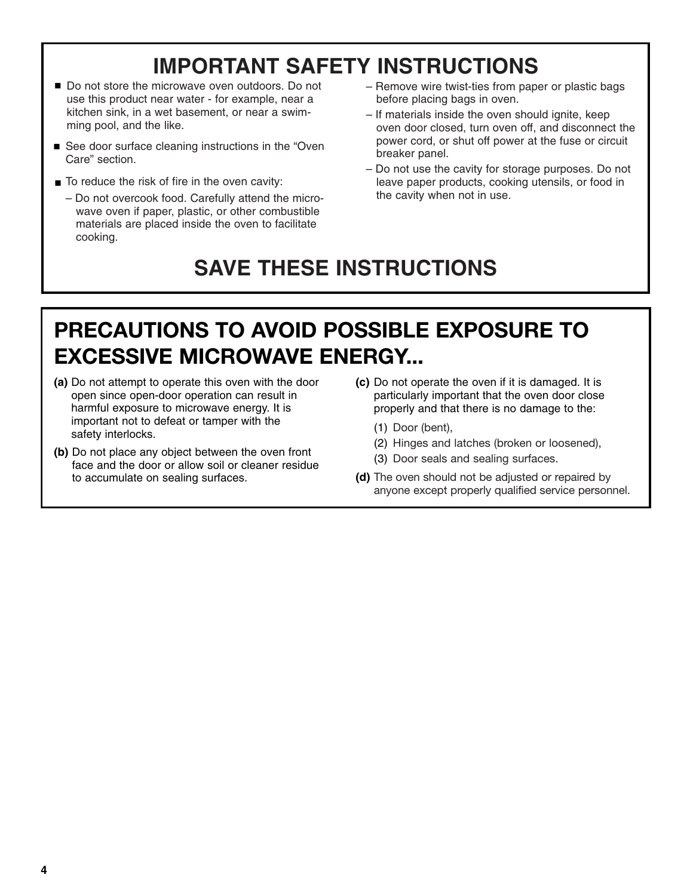## IMPORTANT SAFETY INSTRUCTIONS

- Do not store the microwave oven outdoors. Do not use this product near water - for example, near a kitchen sink, in a wet basement, or near a swimming pool, and the like.
- See door surface cleaning instructions in the "Oven Care" section.
- To reduce the risk of fire in the oven cavity:
  - Do not overcook food. Carefully attend the microwave oven if paper, plastic, or other combustible materials are placed inside the oven to facilitate cooking.
  - Remove wire twist-ties from paper or plastic bags before placing bags in oven.
  - If materials inside the oven should ignite, keep oven door closed, turn oven off, and disconnect the power cord, or shut off power at the fuse or circuit breaker panel.
  - Do not use the cavity for storage purposes. Do not leave paper products, cooking utensils, or food in the cavity when not in use.

## SAVE THESE INSTRUCTIONS

## PRECAUTIONS TO AVOID POSSIBLE EXPOSURE TO EXCESSIVE MICROWAVE ENERGY...

**(a)** Do not attempt to operate this oven with the door open since open-door operation can result in harmful exposure to microwave energy. It is important not to defeat or tamper with the safety interlocks.

**(b)** Do not place any object between the oven front face and the door or allow soil or cleaner residue to accumulate on sealing surfaces.

**(c)** Do not operate the oven if it is damaged. It is particularly important that the oven door close properly and that there is no damage to the:

(1) Door (bent),

(2) Hinges and latches (broken or loosened),

(3) Door seals and sealing surfaces.

**(d)** The oven should not be adjusted or repaired by anyone except properly qualified service personnel.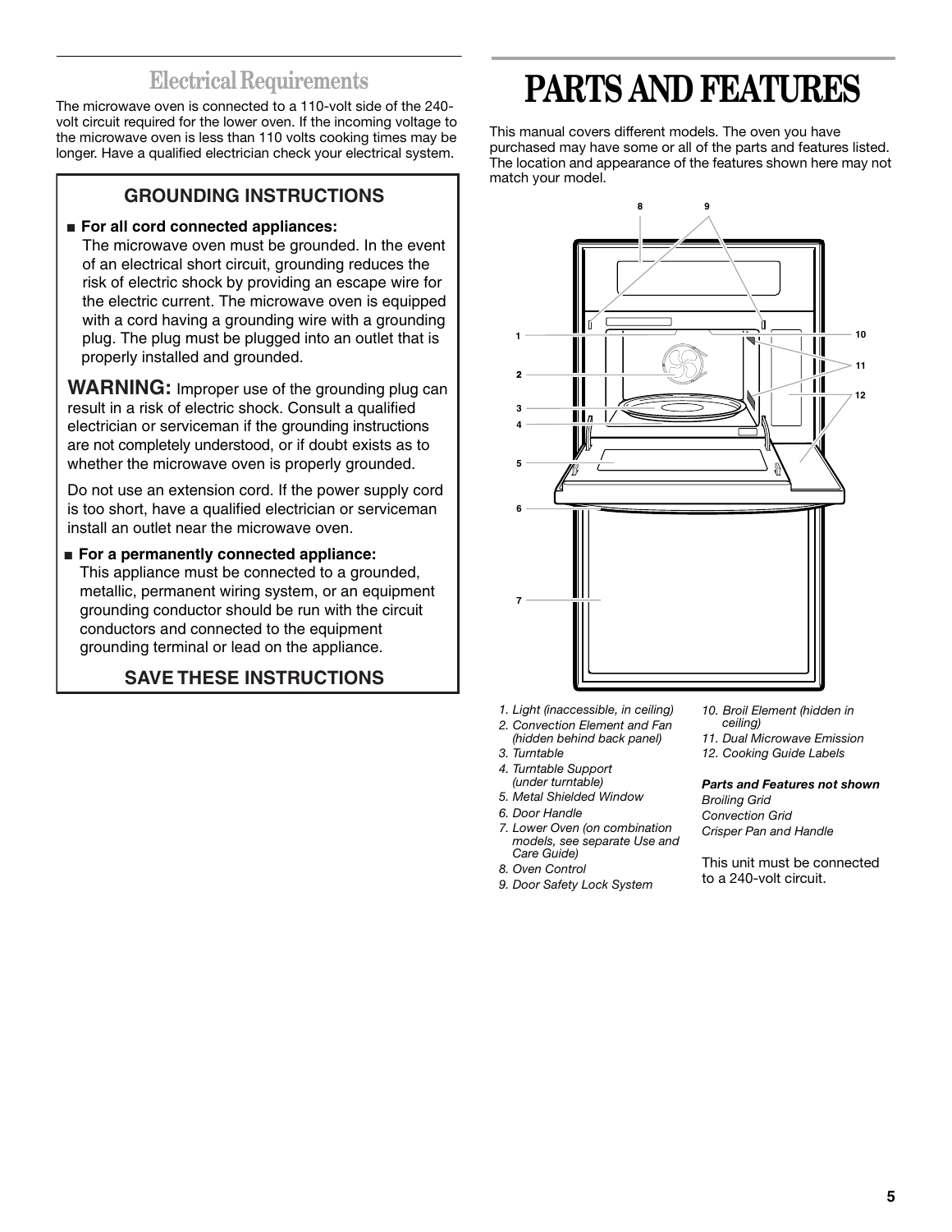## Electrical Requirements

The microwave oven is connected to a 110-volt side of the 240-volt circuit required for the lower oven. If the incoming voltage to the microwave oven is less than 110 volts cooking times may be longer. Have a qualified electrician check your electrical system.

### GROUNDING INSTRUCTIONS

- **For all cord connected appliances:**
  The microwave oven must be grounded. In the event of an electrical short circuit, grounding reduces the risk of electric shock by providing an escape wire for the electric current. The microwave oven is equipped with a cord having a grounding wire with a grounding plug. The plug must be plugged into an outlet that is properly installed and grounded.

**WARNING:** Improper use of the grounding plug can result in a risk of electric shock. Consult a qualified electrician or serviceman if the grounding instructions are not completely understood, or if doubt exists as to whether the microwave oven is properly grounded.

Do not use an extension cord. If the power supply cord is too short, have a qualified electrician or serviceman install an outlet near the microwave oven.

- **For a permanently connected appliance:**
  This appliance must be connected to a grounded, metallic, permanent wiring system, or an equipment grounding conductor should be run with the circuit conductors and connected to the equipment grounding terminal or lead on the appliance.

**SAVE THESE INSTRUCTIONS**

# PARTS AND FEATURES

This manual covers different models. The oven you have purchased may have some or all of the parts and features listed. The location and appearance of the features shown here may not match your model.

1. *Light (inaccessible, in ceiling)*
2. *Convection Element and Fan (hidden behind back panel)*
3. *Turntable*
4. *Turntable Support (under turntable)*
5. *Metal Shielded Window*
6. *Door Handle*
7. *Lower Oven (on combination models, see separate Use and Care Guide)*
8. *Oven Control*
9. *Door Safety Lock System*
10. *Broil Element (hidden in ceiling)*
11. *Dual Microwave Emission*
12. *Cooking Guide Labels*

***Parts and Features not shown***

*Broiling Grid*

*Convection Grid*

*Crisper Pan and Handle*

This unit must be connected to a 240-volt circuit.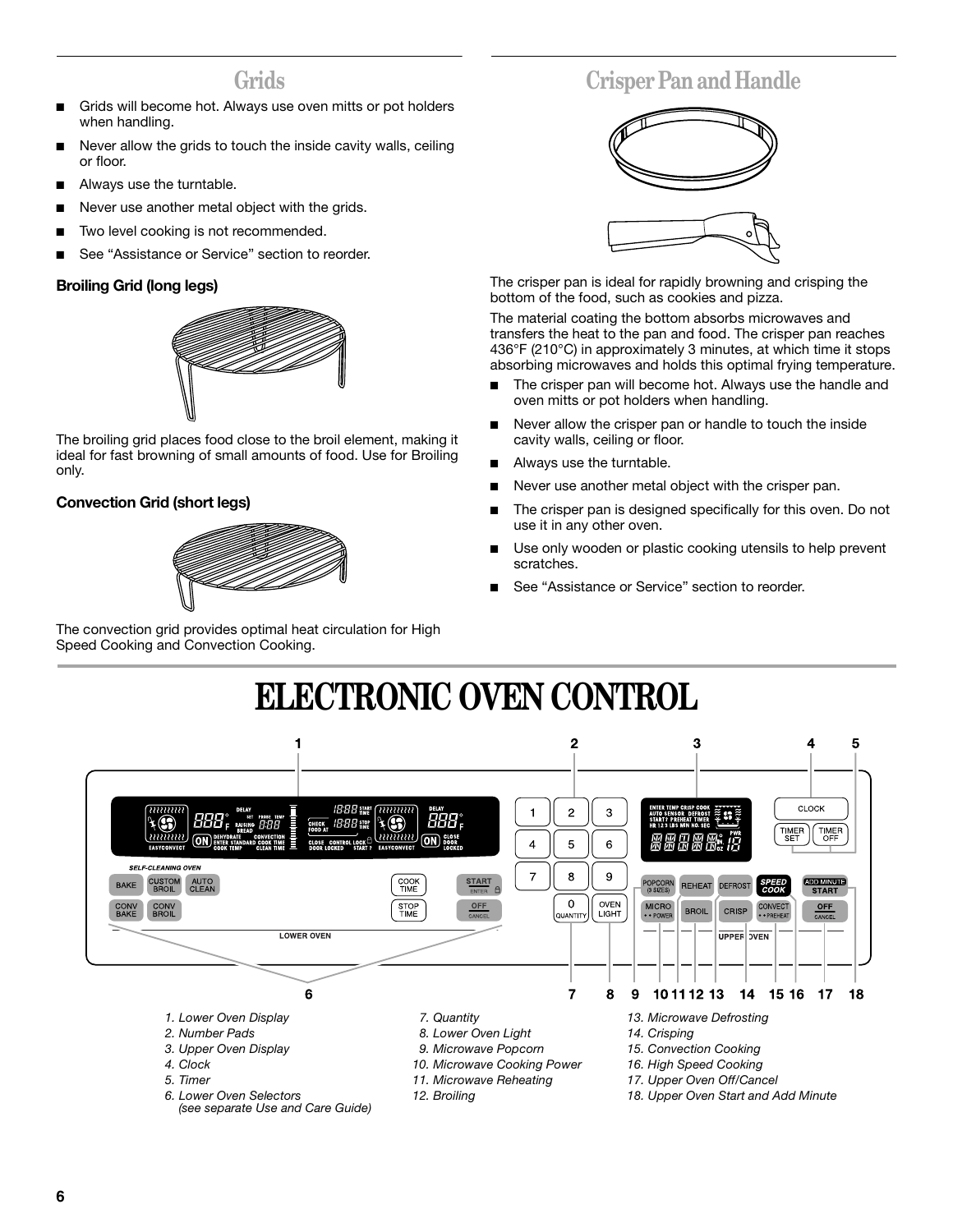## Grids

- Grids will become hot. Always use oven mitts or pot holders when handling.
- Never allow the grids to touch the inside cavity walls, ceiling or floor.
- Always use the turntable.
- Never use another metal object with the grids.
- Two level cooking is not recommended.
- See "Assistance or Service" section to reorder.

**Broiling Grid (long legs)**

The broiling grid places food close to the broil element, making it ideal for fast browning of small amounts of food. Use for Broiling only.

**Convection Grid (short legs)**

The convection grid provides optimal heat circulation for High Speed Cooking and Convection Cooking.

## Crisper Pan and Handle

The crisper pan is ideal for rapidly browning and crisping the bottom of the food, such as cookies and pizza.

The material coating the bottom absorbs microwaves and transfers the heat to the pan and food. The crisper pan reaches 436°F (210°C) in approximately 3 minutes, at which time it stops absorbing microwaves and holds this optimal frying temperature.

- The crisper pan will become hot. Always use the handle and oven mitts or pot holders when handling.
- Never allow the crisper pan or handle to touch the inside cavity walls, ceiling or floor.
- Always use the turntable.
- Never use another metal object with the crisper pan.
- The crisper pan is designed specifically for this oven. Do not use it in any other oven.
- Use only wooden or plastic cooking utensils to help prevent scratches.
- See "Assistance or Service" section to reorder.

# ELECTRONIC OVEN CONTROL

*1. Lower Oven Display*
*2. Number Pads*
*3. Upper Oven Display*
*4. Clock*
*5. Timer*
*6. Lower Oven Selectors (see separate Use and Care Guide)*
*7. Quantity*
*8. Lower Oven Light*
*9. Microwave Popcorn*
*10. Microwave Cooking Power*
*11. Microwave Reheating*
*12. Broiling*
*13. Microwave Defrosting*
*14. Crisping*
*15. Convection Cooking*
*16. High Speed Cooking*
*17. Upper Oven Off/Cancel*
*18. Upper Oven Start and Add Minute*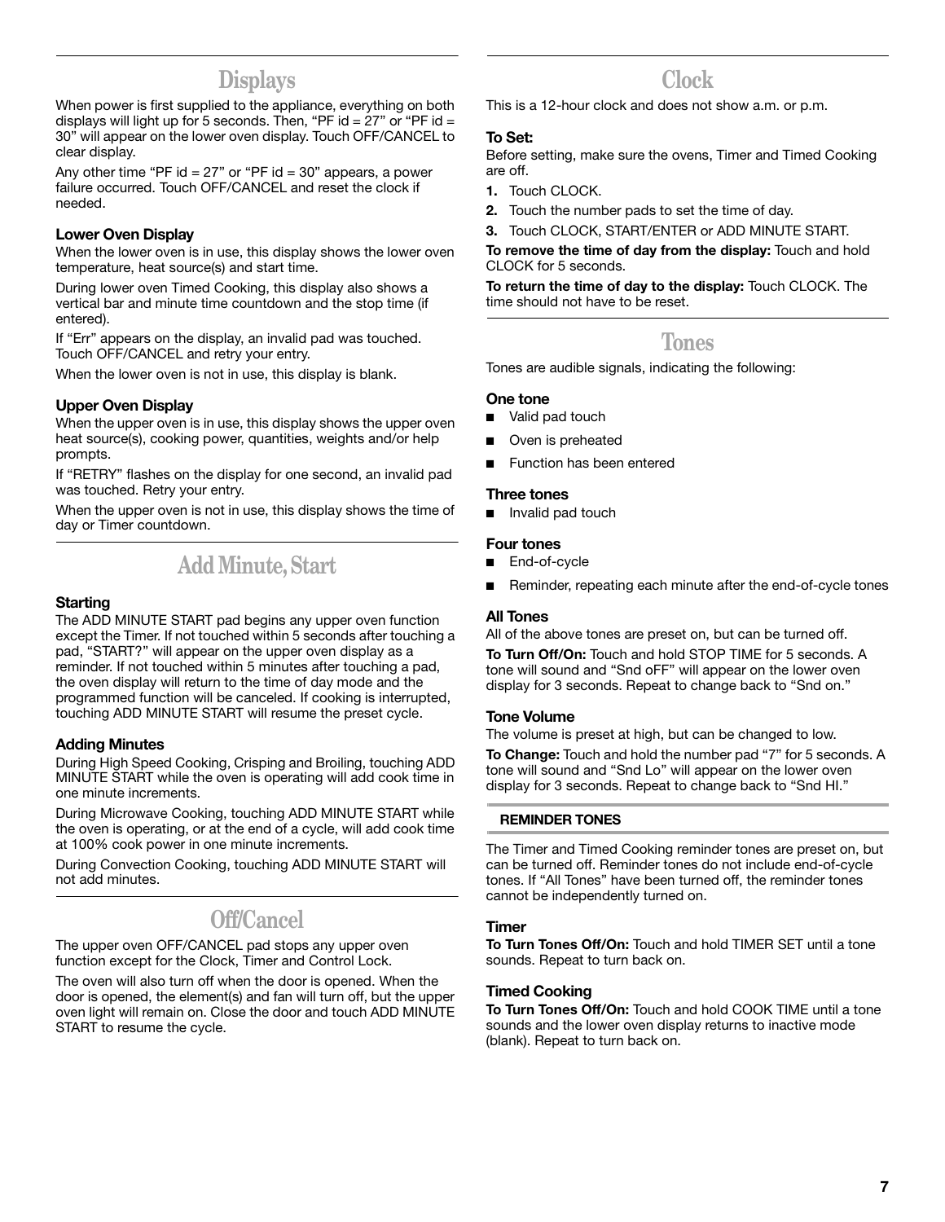## Displays

When power is first supplied to the appliance, everything on both displays will light up for 5 seconds. Then, "PF id = 27" or "PF id = 30" will appear on the lower oven display. Touch OFF/CANCEL to clear display.

Any other time "PF id = 27" or "PF id = 30" appears, a power failure occurred. Touch OFF/CANCEL and reset the clock if needed.

### Lower Oven Display

When the lower oven is in use, this display shows the lower oven temperature, heat source(s) and start time.

During lower oven Timed Cooking, this display also shows a vertical bar and minute time countdown and the stop time (if entered).

If "Err" appears on the display, an invalid pad was touched. Touch OFF/CANCEL and retry your entry.

When the lower oven is not in use, this display is blank.

### Upper Oven Display

When the upper oven is in use, this display shows the upper oven heat source(s), cooking power, quantities, weights and/or help prompts.

If "RETRY" flashes on the display for one second, an invalid pad was touched. Retry your entry.

When the upper oven is not in use, this display shows the time of day or Timer countdown.

## Add Minute, Start

### Starting

The ADD MINUTE START pad begins any upper oven function except the Timer. If not touched within 5 seconds after touching a pad, "START?" will appear on the upper oven display as a reminder. If not touched within 5 minutes after touching a pad, the oven display will return to the time of day mode and the programmed function will be canceled. If cooking is interrupted, touching ADD MINUTE START will resume the preset cycle.

### Adding Minutes

During High Speed Cooking, Crisping and Broiling, touching ADD MINUTE START while the oven is operating will add cook time in one minute increments.

During Microwave Cooking, touching ADD MINUTE START while the oven is operating, or at the end of a cycle, will add cook time at 100% cook power in one minute increments.

During Convection Cooking, touching ADD MINUTE START will not add minutes.

## Off/Cancel

The upper oven OFF/CANCEL pad stops any upper oven function except for the Clock, Timer and Control Lock.

The oven will also turn off when the door is opened. When the door is opened, the element(s) and fan will turn off, but the upper oven light will remain on. Close the door and touch ADD MINUTE START to resume the cycle.

## Clock

This is a 12-hour clock and does not show a.m. or p.m.

### To Set:

Before setting, make sure the ovens, Timer and Timed Cooking are off.

1. Touch CLOCK.
2. Touch the number pads to set the time of day.
3. Touch CLOCK, START/ENTER or ADD MINUTE START.

**To remove the time of day from the display:** Touch and hold CLOCK for 5 seconds.

**To return the time of day to the display:** Touch CLOCK. The time should not have to be reset.

## Tones

Tones are audible signals, indicating the following:

### One tone

- Valid pad touch
- Oven is preheated
- Function has been entered

### Three tones

- Invalid pad touch

### Four tones

- End-of-cycle
- Reminder, repeating each minute after the end-of-cycle tones

### All Tones

All of the above tones are preset on, but can be turned off.

**To Turn Off/On:** Touch and hold STOP TIME for 5 seconds. A tone will sound and "Snd oFF" will appear on the lower oven display for 3 seconds. Repeat to change back to "Snd on."

### Tone Volume

The volume is preset at high, but can be changed to low.

**To Change:** Touch and hold the number pad "7" for 5 seconds. A tone will sound and "Snd Lo" will appear on the lower oven display for 3 seconds. Repeat to change back to "Snd HI."

#### REMINDER TONES

The Timer and Timed Cooking reminder tones are preset on, but can be turned off. Reminder tones do not include end-of-cycle tones. If "All Tones" have been turned off, the reminder tones cannot be independently turned on.

### Timer

**To Turn Tones Off/On:** Touch and hold TIMER SET until a tone sounds. Repeat to turn back on.

### Timed Cooking

**To Turn Tones Off/On:** Touch and hold COOK TIME until a tone sounds and the lower oven display returns to inactive mode (blank). Repeat to turn back on.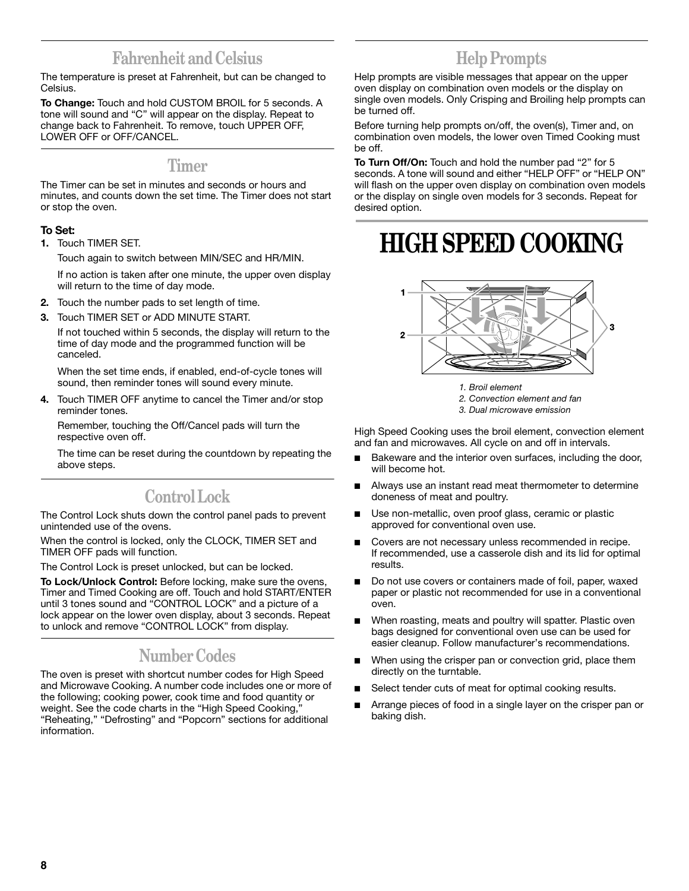## Fahrenheit and Celsius

The temperature is preset at Fahrenheit, but can be changed to Celsius.

**To Change:** Touch and hold CUSTOM BROIL for 5 seconds. A tone will sound and "C" will appear on the display. Repeat to change back to Fahrenheit. To remove, touch UPPER OFF, LOWER OFF or OFF/CANCEL.

## Timer

The Timer can be set in minutes and seconds or hours and minutes, and counts down the set time. The Timer does not start or stop the oven.

**To Set:**

1. Touch TIMER SET.

   Touch again to switch between MIN/SEC and HR/MIN.

   If no action is taken after one minute, the upper oven display will return to the time of day mode.

2. Touch the number pads to set length of time.
3. Touch TIMER SET or ADD MINUTE START.

   If not touched within 5 seconds, the display will return to the time of day mode and the programmed function will be canceled.

   When the set time ends, if enabled, end-of-cycle tones will sound, then reminder tones will sound every minute.

4. Touch TIMER OFF anytime to cancel the Timer and/or stop reminder tones.

   Remember, touching the Off/Cancel pads will turn the respective oven off.

   The time can be reset during the countdown by repeating the above steps.

## Control Lock

The Control Lock shuts down the control panel pads to prevent unintended use of the ovens.

When the control is locked, only the CLOCK, TIMER SET and TIMER OFF pads will function.

The Control Lock is preset unlocked, but can be locked.

**To Lock/Unlock Control:** Before locking, make sure the ovens, Timer and Timed Cooking are off. Touch and hold START/ENTER until 3 tones sound and "CONTROL LOCK" and a picture of a lock appear on the lower oven display, about 3 seconds. Repeat to unlock and remove "CONTROL LOCK" from display.

## Number Codes

The oven is preset with shortcut number codes for High Speed and Microwave Cooking. A number code includes one or more of the following; cooking power, cook time and food quantity or weight. See the code charts in the "High Speed Cooking," "Reheating," "Defrosting" and "Popcorn" sections for additional information.

## Help Prompts

Help prompts are visible messages that appear on the upper oven display on combination oven models or the display on single oven models. Only Crisping and Broiling help prompts can be turned off.

Before turning help prompts on/off, the oven(s), Timer and, on combination oven models, the lower oven Timed Cooking must be off.

**To Turn Off/On:** Touch and hold the number pad "2" for 5 seconds. A tone will sound and either "HELP OFF" or "HELP ON" will flash on the upper oven display on combination oven models or the display on single oven models for 3 seconds. Repeat for desired option.

# HIGH SPEED COOKING

*1. Broil element*
*2. Convection element and fan*
*3. Dual microwave emission*

High Speed Cooking uses the broil element, convection element and fan and microwaves. All cycle on and off in intervals.

- Bakeware and the interior oven surfaces, including the door, will become hot.
- Always use an instant read meat thermometer to determine doneness of meat and poultry.
- Use non-metallic, oven proof glass, ceramic or plastic approved for conventional oven use.
- Covers are not necessary unless recommended in recipe. If recommended, use a casserole dish and its lid for optimal results.
- Do not use covers or containers made of foil, paper, waxed paper or plastic not recommended for use in a conventional oven.
- When roasting, meats and poultry will spatter. Plastic oven bags designed for conventional oven use can be used for easier cleanup. Follow manufacturer's recommendations.
- When using the crisper pan or convection grid, place them directly on the turntable.
- Select tender cuts of meat for optimal cooking results.
- Arrange pieces of food in a single layer on the crisper pan or baking dish.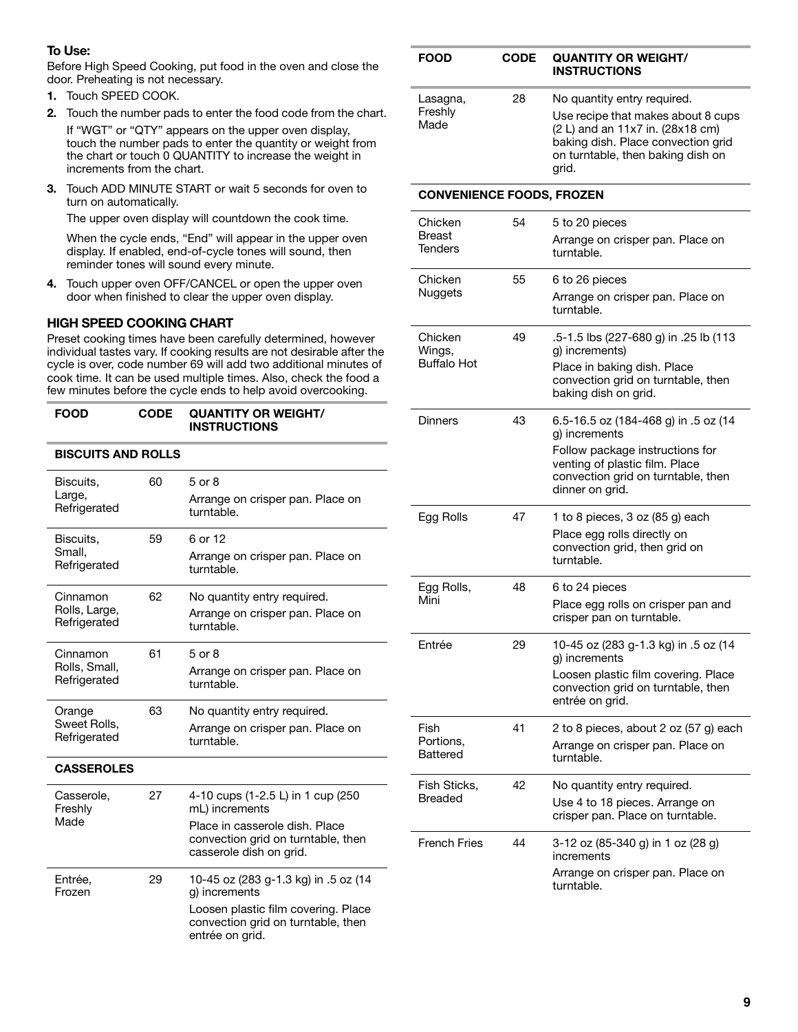**To Use:**

Before High Speed Cooking, put food in the oven and close the door. Preheating is not necessary.

1. Touch SPEED COOK.
2. Touch the number pads to enter the food code from the chart.

   If "WGT" or "QTY" appears on the upper oven display, touch the number pads to enter the quantity or weight from the chart or touch 0 QUANTITY to increase the weight in increments from the chart.
3. Touch ADD MINUTE START or wait 5 seconds for oven to turn on automatically.

   The upper oven display will countdown the cook time.

   When the cycle ends, "End" will appear in the upper oven display. If enabled, end-of-cycle tones will sound, then reminder tones will sound every minute.
4. Touch upper oven OFF/CANCEL or open the upper oven door when finished to clear the upper oven display.

### HIGH SPEED COOKING CHART

Preset cooking times have been carefully determined, however individual tastes vary. If cooking results are not desirable after the cycle is over, code number 69 will add two additional minutes of cook time. It can be used multiple times. Also, check the food a few minutes before the cycle ends to help avoid overcooking.

| FOOD | CODE | QUANTITY OR WEIGHT/ INSTRUCTIONS |
|---|---|---|
| **BISCUITS AND ROLLS** | | |
| Biscuits, Large, Refrigerated | 60 | 5 or 8<br>Arrange on crisper pan. Place on turntable. |
| Biscuits, Small, Refrigerated | 59 | 6 or 12<br>Arrange on crisper pan. Place on turntable. |
| Cinnamon Rolls, Large, Refrigerated | 62 | No quantity entry required.<br>Arrange on crisper pan. Place on turntable. |
| Cinnamon Rolls, Small, Refrigerated | 61 | 5 or 8<br>Arrange on crisper pan. Place on turntable. |
| Orange Sweet Rolls, Refrigerated | 63 | No quantity entry required.<br>Arrange on crisper pan. Place on turntable. |
| **CASSEROLES** | | |
| Casserole, Freshly Made | 27 | 4-10 cups (1-2.5 L) in 1 cup (250 mL) increments<br>Place in casserole dish. Place convection grid on turntable, then casserole dish on grid. |
| Entrée, Frozen | 29 | 10-45 oz (283 g-1.3 kg) in .5 oz (14 g) increments<br>Loosen plastic film covering. Place convection grid on turntable, then entrée on grid. |
| Lasagna, Freshly Made | 28 | No quantity entry required.<br>Use recipe that makes about 8 cups (2 L) and an 11x7 in. (28x18 cm) baking dish. Place convection grid on turntable, then baking dish on grid. |
| **CONVENIENCE FOODS, FROZEN** | | |
| Chicken Breast Tenders | 54 | 5 to 20 pieces<br>Arrange on crisper pan. Place on turntable. |
| Chicken Nuggets | 55 | 6 to 26 pieces<br>Arrange on crisper pan. Place on turntable. |
| Chicken Wings, Buffalo Hot | 49 | .5-1.5 lbs (227-680 g) in .25 lb (113 g) increments)<br>Place in baking dish. Place convection grid on turntable, then baking dish on grid. |
| Dinners | 43 | 6.5-16.5 oz (184-468 g) in .5 oz (14 g) increments<br>Follow package instructions for venting of plastic film. Place convection grid on turntable, then dinner on grid. |
| Egg Rolls | 47 | 1 to 8 pieces, 3 oz (85 g) each<br>Place egg rolls directly on convection grid, then grid on turntable. |
| Egg Rolls, Mini | 48 | 6 to 24 pieces<br>Place egg rolls on crisper pan and crisper pan on turntable. |
| Entrée | 29 | 10-45 oz (283 g-1.3 kg) in .5 oz (14 g) increments<br>Loosen plastic film covering. Place convection grid on turntable, then entrée on grid. |
| Fish Portions, Battered | 41 | 2 to 8 pieces, about 2 oz (57 g) each<br>Arrange on crisper pan. Place on turntable. |
| Fish Sticks, Breaded | 42 | No quantity entry required.<br>Use 4 to 18 pieces. Arrange on crisper pan. Place on turntable. |
| French Fries | 44 | 3-12 oz (85-340 g) in 1 oz (28 g) increments<br>Arrange on crisper pan. Place on turntable. |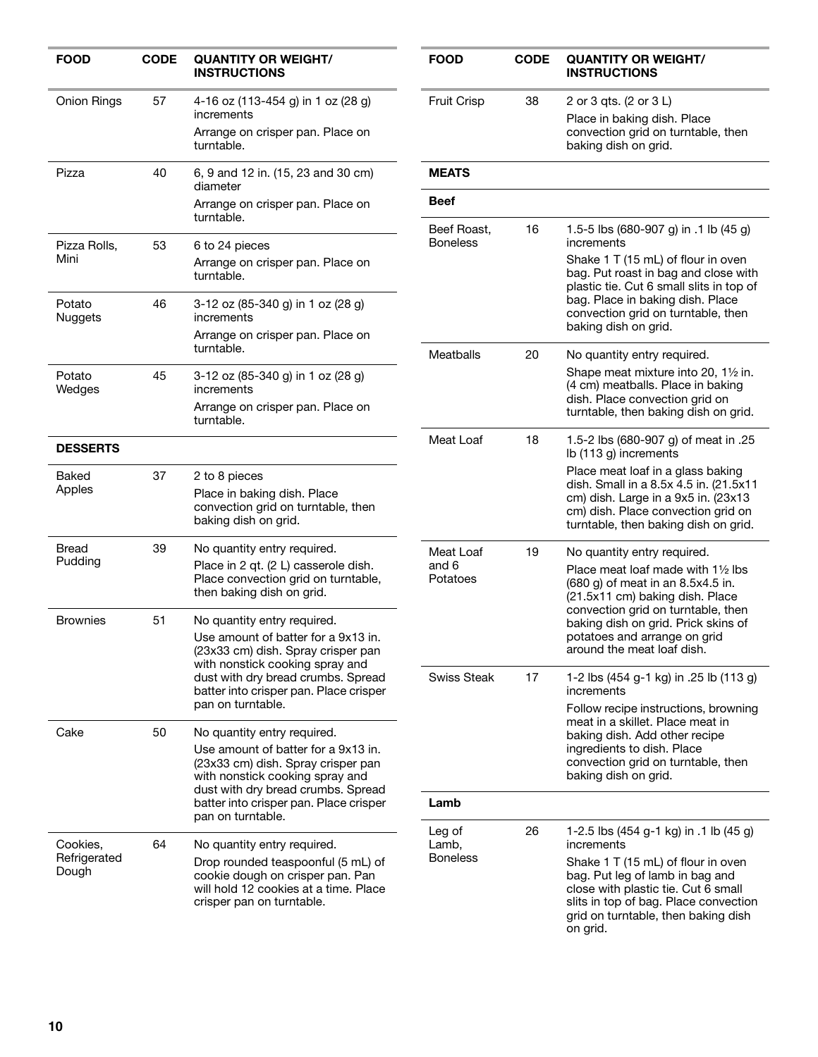| FOOD | CODE | QUANTITY OR WEIGHT/ INSTRUCTIONS |
|---|---|---|
| Onion Rings | 57 | 4-16 oz (113-454 g) in 1 oz (28 g) increments<br>Arrange on crisper pan. Place on turntable. |
| Pizza | 40 | 6, 9 and 12 in. (15, 23 and 30 cm) diameter<br>Arrange on crisper pan. Place on turntable. |
| Pizza Rolls, Mini | 53 | 6 to 24 pieces<br>Arrange on crisper pan. Place on turntable. |
| Potato Nuggets | 46 | 3-12 oz (85-340 g) in 1 oz (28 g) increments<br>Arrange on crisper pan. Place on turntable. |
| Potato Wedges | 45 | 3-12 oz (85-340 g) in 1 oz (28 g) increments<br>Arrange on crisper pan. Place on turntable. |
| **DESSERTS** | | |
| Baked Apples | 37 | 2 to 8 pieces<br>Place in baking dish. Place convection grid on turntable, then baking dish on grid. |
| Bread Pudding | 39 | No quantity entry required.<br>Place in 2 qt. (2 L) casserole dish. Place convection grid on turntable, then baking dish on grid. |
| Brownies | 51 | No quantity entry required.<br>Use amount of batter for a 9x13 in. (23x33 cm) dish. Spray crisper pan with nonstick cooking spray and dust with dry bread crumbs. Spread batter into crisper pan. Place crisper pan on turntable. |
| Cake | 50 | No quantity entry required.<br>Use amount of batter for a 9x13 in. (23x33 cm) dish. Spray crisper pan with nonstick cooking spray and dust with dry bread crumbs. Spread batter into crisper pan. Place crisper pan on turntable. |
| Cookies, Refrigerated Dough | 64 | No quantity entry required.<br>Drop rounded teaspoonful (5 mL) of cookie dough on crisper pan. Pan will hold 12 cookies at a time. Place crisper pan on turntable. |
| Fruit Crisp | 38 | 2 or 3 qts. (2 or 3 L)<br>Place in baking dish. Place convection grid on turntable, then baking dish on grid. |
| **MEATS** | | |
| **Beef** | | |
| Beef Roast, Boneless | 16 | 1.5-5 lbs (680-907 g) in .1 lb (45 g) increments<br>Shake 1 T (15 mL) of flour in oven bag. Put roast in bag and close with plastic tie. Cut 6 small slits in top of bag. Place in baking dish. Place convection grid on turntable, then baking dish on grid. |
| Meatballs | 20 | No quantity entry required.<br>Shape meat mixture into 20, 1½ in. (4 cm) meatballs. Place in baking dish. Place convection grid on turntable, then baking dish on grid. |
| Meat Loaf | 18 | 1.5-2 lbs (680-907 g) of meat in .25 lb (113 g) increments<br>Place meat loaf in a glass baking dish. Small in a 8.5x 4.5 in. (21.5x11 cm) dish. Large in a 9x5 in. (23x13 cm) dish. Place convection grid on turntable, then baking dish on grid. |
| Meat Loaf and 6 Potatoes | 19 | No quantity entry required.<br>Place meat loaf made with 1½ lbs (680 g) of meat in an 8.5x4.5 in. (21.5x11 cm) baking dish. Place convection grid on turntable, then baking dish on grid. Prick skins of potatoes and arrange on grid around the meat loaf dish. |
| Swiss Steak | 17 | 1-2 lbs (454 g-1 kg) in .25 lb (113 g) increments<br>Follow recipe instructions, browning meat in a skillet. Place meat in baking dish. Add other recipe ingredients to dish. Place convection grid on turntable, then baking dish on grid. |
| **Lamb** | | |
| Leg of Lamb, Boneless | 26 | 1-2.5 lbs (454 g-1 kg) in .1 lb (45 g) increments<br>Shake 1 T (15 mL) of flour in oven bag. Put leg of lamb in bag and close with plastic tie. Cut 6 small slits in top of bag. Place convection grid on turntable, then baking dish on grid. |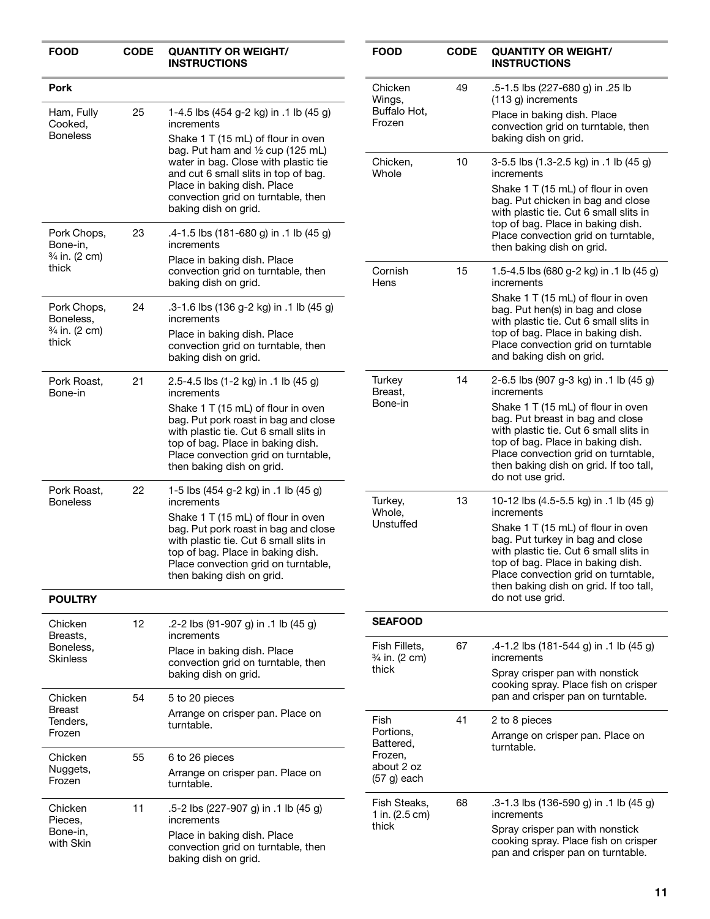| FOOD | CODE | QUANTITY OR WEIGHT/ INSTRUCTIONS |
|---|---|---|
| **Pork** | | |
| Ham, Fully Cooked, Boneless | 25 | 1-4.5 lbs (454 g-2 kg) in .1 lb (45 g) increments<br>Shake 1 T (15 mL) of flour in oven bag. Put ham and ½ cup (125 mL) water in bag. Close with plastic tie and cut 6 small slits in top of bag. Place in baking dish. Place convection grid on turntable, then baking dish on grid. |
| Pork Chops, Bone-in, ¾ in. (2 cm) thick | 23 | .4-1.5 lbs (181-680 g) in .1 lb (45 g) increments<br>Place in baking dish. Place convection grid on turntable, then baking dish on grid. |
| Pork Chops, Boneless, ¾ in. (2 cm) thick | 24 | .3-1.6 lbs (136 g-2 kg) in .1 lb (45 g) increments<br>Place in baking dish. Place convection grid on turntable, then baking dish on grid. |
| Pork Roast, Bone-in | 21 | 2.5-4.5 lbs (1-2 kg) in .1 lb (45 g) increments<br>Shake 1 T (15 mL) of flour in oven bag. Put pork roast in bag and close with plastic tie. Cut 6 small slits in top of bag. Place in baking dish. Place convection grid on turntable, then baking dish on grid. |
| Pork Roast, Boneless | 22 | 1-5 lbs (454 g-2 kg) in .1 lb (45 g) increments<br>Shake 1 T (15 mL) of flour in oven bag. Put pork roast in bag and close with plastic tie. Cut 6 small slits in top of bag. Place in baking dish. Place convection grid on turntable, then baking dish on grid. |
| **POULTRY** | | |
| Chicken Breasts, Boneless, Skinless | 12 | .2-2 lbs (91-907 g) in .1 lb (45 g) increments<br>Place in baking dish. Place convection grid on turntable, then baking dish on grid. |
| Chicken Breast Tenders, Frozen | 54 | 5 to 20 pieces<br>Arrange on crisper pan. Place on turntable. |
| Chicken Nuggets, Frozen | 55 | 6 to 26 pieces<br>Arrange on crisper pan. Place on turntable. |
| Chicken Pieces, Bone-in, with Skin | 11 | .5-2 lbs (227-907 g) in .1 lb (45 g) increments<br>Place in baking dish. Place convection grid on turntable, then baking dish on grid. |
| Chicken Wings, Buffalo Hot, Frozen | 49 | .5-1.5 lbs (227-680 g) in .25 lb (113 g) increments<br>Place in baking dish. Place convection grid on turntable, then baking dish on grid. |
| Chicken, Whole | 10 | 3-5.5 lbs (1.3-2.5 kg) in .1 lb (45 g) increments<br>Shake 1 T (15 mL) of flour in oven bag. Put chicken in bag and close with plastic tie. Cut 6 small slits in top of bag. Place in baking dish. Place convection grid on turntable, then baking dish on grid. |
| Cornish Hens | 15 | 1.5-4.5 lbs (680 g-2 kg) in .1 lb (45 g) increments<br>Shake 1 T (15 mL) of flour in oven bag. Put hen(s) in bag and close with plastic tie. Cut 6 small slits in top of bag. Place in baking dish. Place convection grid on turntable and baking dish on grid. |
| Turkey Breast, Bone-in | 14 | 2-6.5 lbs (907 g-3 kg) in .1 lb (45 g) increments<br>Shake 1 T (15 mL) of flour in oven bag. Put breast in bag and close with plastic tie. Cut 6 small slits in top of bag. Place in baking dish. Place convection grid on turntable, then baking dish on grid. If too tall, do not use grid. |
| Turkey, Whole, Unstuffed | 13 | 10-12 lbs (4.5-5.5 kg) in .1 lb (45 g) increments<br>Shake 1 T (15 mL) of flour in oven bag. Put turkey in bag and close with plastic tie. Cut 6 small slits in top of bag. Place in baking dish. Place convection grid on turntable, then baking dish on grid. If too tall, do not use grid. |
| **SEAFOOD** | | |
| Fish Fillets, ¾ in. (2 cm) thick | 67 | .4-1.2 lbs (181-544 g) in .1 lb (45 g) increments<br>Spray crisper pan with nonstick cooking spray. Place fish on crisper pan and crisper pan on turntable. |
| Fish Portions, Battered, Frozen, about 2 oz (57 g) each | 41 | 2 to 8 pieces<br>Arrange on crisper pan. Place on turntable. |
| Fish Steaks, 1 in. (2.5 cm) thick | 68 | .3-1.3 lbs (136-590 g) in .1 lb (45 g) increments<br>Spray crisper pan with nonstick cooking spray. Place fish on crisper pan and crisper pan on turntable. |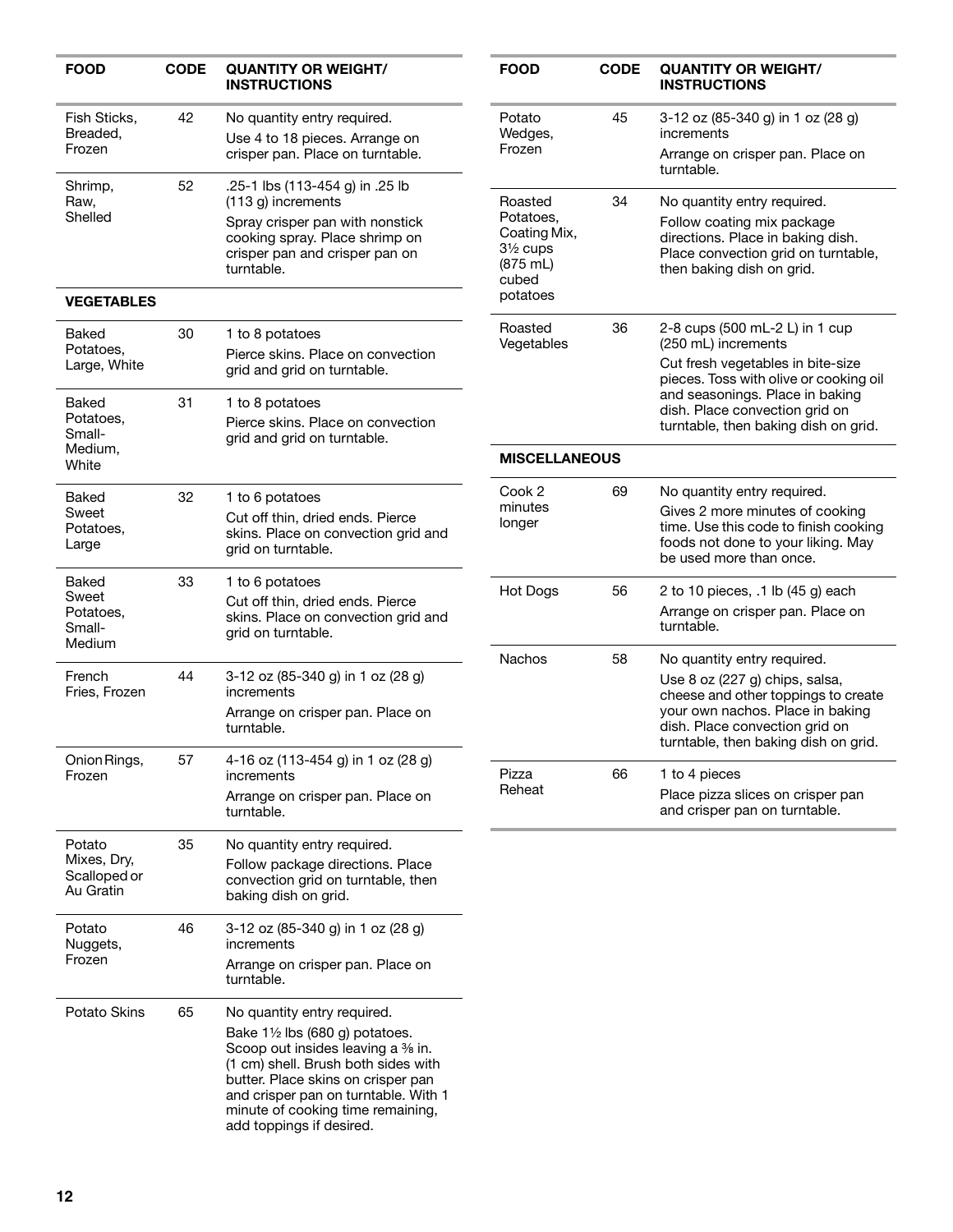| FOOD | CODE | QUANTITY OR WEIGHT/ INSTRUCTIONS |
|---|---|---|
| Fish Sticks, Breaded, Frozen | 42 | No quantity entry required. Use 4 to 18 pieces. Arrange on crisper pan. Place on turntable. |
| Shrimp, Raw, Shelled | 52 | .25-1 lbs (113-454 g) in .25 lb (113 g) increments Spray crisper pan with nonstick cooking spray. Place shrimp on crisper pan and crisper pan on turntable. |
| **VEGETABLES** | | |
| Baked Potatoes, Large, White | 30 | 1 to 8 potatoes Pierce skins. Place on convection grid and grid on turntable. |
| Baked Potatoes, Small-Medium, White | 31 | 1 to 8 potatoes Pierce skins. Place on convection grid and grid on turntable. |
| Baked Sweet Potatoes, Large | 32 | 1 to 6 potatoes Cut off thin, dried ends. Pierce skins. Place on convection grid and grid on turntable. |
| Baked Sweet Potatoes, Small-Medium | 33 | 1 to 6 potatoes Cut off thin, dried ends. Pierce skins. Place on convection grid and grid on turntable. |
| French Fries, Frozen | 44 | 3-12 oz (85-340 g) in 1 oz (28 g) increments Arrange on crisper pan. Place on turntable. |
| Onion Rings, Frozen | 57 | 4-16 oz (113-454 g) in 1 oz (28 g) increments Arrange on crisper pan. Place on turntable. |
| Potato Mixes, Dry, Scalloped or Au Gratin | 35 | No quantity entry required. Follow package directions. Place convection grid on turntable, then baking dish on grid. |
| Potato Nuggets, Frozen | 46 | 3-12 oz (85-340 g) in 1 oz (28 g) increments Arrange on crisper pan. Place on turntable. |
| Potato Skins | 65 | No quantity entry required. Bake 1½ lbs (680 g) potatoes. Scoop out insides leaving a ⅜ in. (1 cm) shell. Brush both sides with butter. Place skins on crisper pan and crisper pan on turntable. With 1 minute of cooking time remaining, add toppings if desired. |
| Potato Wedges, Frozen | 45 | 3-12 oz (85-340 g) in 1 oz (28 g) increments Arrange on crisper pan. Place on turntable. |
| Roasted Potatoes, Coating Mix, 3½ cups (875 mL) cubed potatoes | 34 | No quantity entry required. Follow coating mix package directions. Place in baking dish. Place convection grid on turntable, then baking dish on grid. |
| Roasted Vegetables | 36 | 2-8 cups (500 mL-2 L) in 1 cup (250 mL) increments Cut fresh vegetables in bite-size pieces. Toss with olive or cooking oil and seasonings. Place in baking dish. Place convection grid on turntable, then baking dish on grid. |
| **MISCELLANEOUS** | | |
| Cook 2 minutes longer | 69 | No quantity entry required. Gives 2 more minutes of cooking time. Use this code to finish cooking foods not done to your liking. May be used more than once. |
| Hot Dogs | 56 | 2 to 10 pieces, .1 lb (45 g) each Arrange on crisper pan. Place on turntable. |
| Nachos | 58 | No quantity entry required. Use 8 oz (227 g) chips, salsa, cheese and other toppings to create your own nachos. Place in baking dish. Place convection grid on turntable, then baking dish on grid. |
| Pizza Reheat | 66 | 1 to 4 pieces Place pizza slices on crisper pan and crisper pan on turntable. |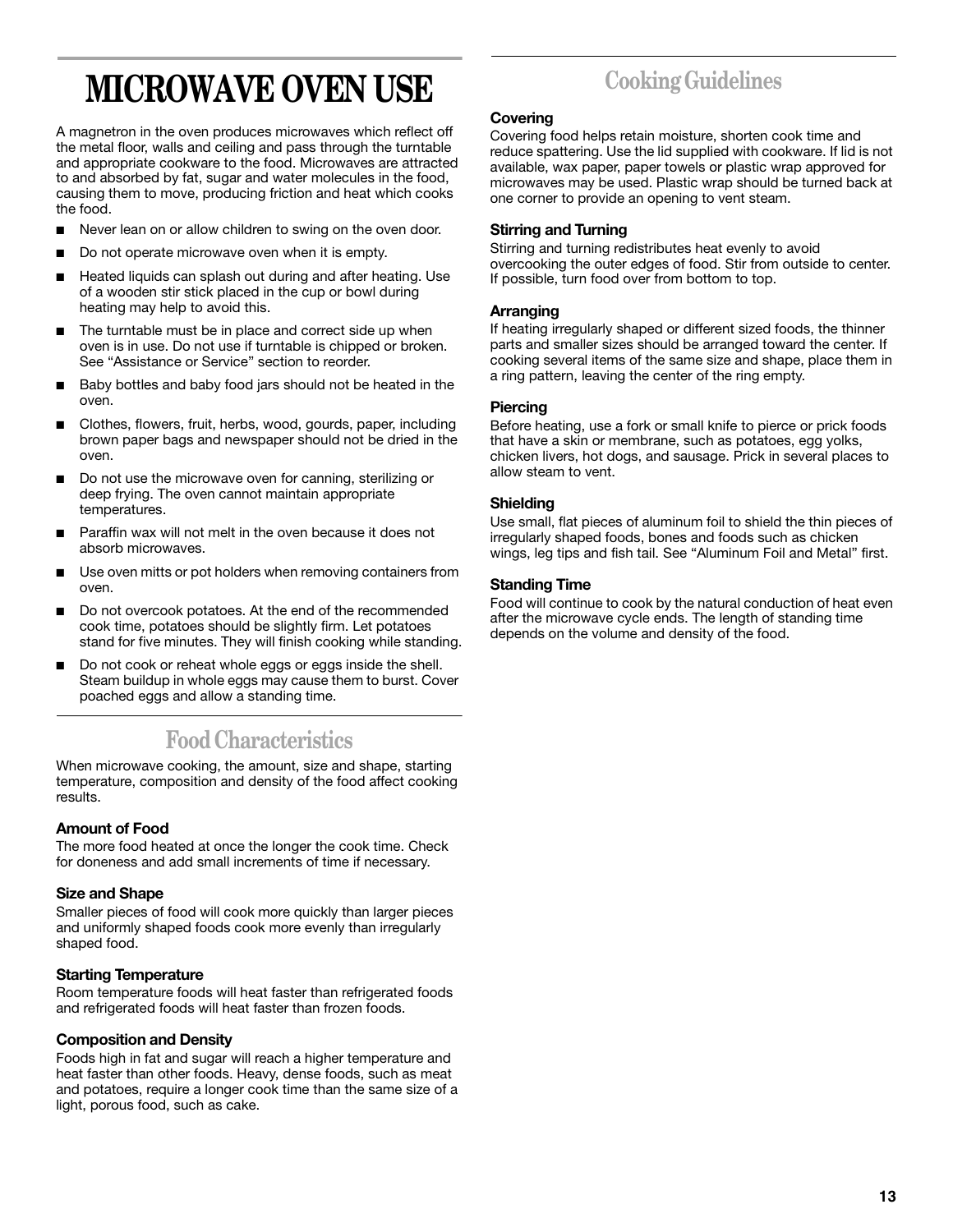# MICROWAVE OVEN USE

A magnetron in the oven produces microwaves which reflect off the metal floor, walls and ceiling and pass through the turntable and appropriate cookware to the food. Microwaves are attracted to and absorbed by fat, sugar and water molecules in the food, causing them to move, producing friction and heat which cooks the food.

- Never lean on or allow children to swing on the oven door.
- Do not operate microwave oven when it is empty.
- Heated liquids can splash out during and after heating. Use of a wooden stir stick placed in the cup or bowl during heating may help to avoid this.
- The turntable must be in place and correct side up when oven is in use. Do not use if turntable is chipped or broken. See "Assistance or Service" section to reorder.
- Baby bottles and baby food jars should not be heated in the oven.
- Clothes, flowers, fruit, herbs, wood, gourds, paper, including brown paper bags and newspaper should not be dried in the oven.
- Do not use the microwave oven for canning, sterilizing or deep frying. The oven cannot maintain appropriate temperatures.
- Paraffin wax will not melt in the oven because it does not absorb microwaves.
- Use oven mitts or pot holders when removing containers from oven.
- Do not overcook potatoes. At the end of the recommended cook time, potatoes should be slightly firm. Let potatoes stand for five minutes. They will finish cooking while standing.
- Do not cook or reheat whole eggs or eggs inside the shell. Steam buildup in whole eggs may cause them to burst. Cover poached eggs and allow a standing time.

## Food Characteristics

When microwave cooking, the amount, size and shape, starting temperature, composition and density of the food affect cooking results.

### Amount of Food

The more food heated at once the longer the cook time. Check for doneness and add small increments of time if necessary.

### Size and Shape

Smaller pieces of food will cook more quickly than larger pieces and uniformly shaped foods cook more evenly than irregularly shaped food.

### Starting Temperature

Room temperature foods will heat faster than refrigerated foods and refrigerated foods will heat faster than frozen foods.

### Composition and Density

Foods high in fat and sugar will reach a higher temperature and heat faster than other foods. Heavy, dense foods, such as meat and potatoes, require a longer cook time than the same size of a light, porous food, such as cake.

## Cooking Guidelines

### Covering

Covering food helps retain moisture, shorten cook time and reduce spattering. Use the lid supplied with cookware. If lid is not available, wax paper, paper towels or plastic wrap approved for microwaves may be used. Plastic wrap should be turned back at one corner to provide an opening to vent steam.

### Stirring and Turning

Stirring and turning redistributes heat evenly to avoid overcooking the outer edges of food. Stir from outside to center. If possible, turn food over from bottom to top.

### Arranging

If heating irregularly shaped or different sized foods, the thinner parts and smaller sizes should be arranged toward the center. If cooking several items of the same size and shape, place them in a ring pattern, leaving the center of the ring empty.

### Piercing

Before heating, use a fork or small knife to pierce or prick foods that have a skin or membrane, such as potatoes, egg yolks, chicken livers, hot dogs, and sausage. Prick in several places to allow steam to vent.

### Shielding

Use small, flat pieces of aluminum foil to shield the thin pieces of irregularly shaped foods, bones and foods such as chicken wings, leg tips and fish tail. See "Aluminum Foil and Metal" first.

### Standing Time

Food will continue to cook by the natural conduction of heat even after the microwave cycle ends. The length of standing time depends on the volume and density of the food.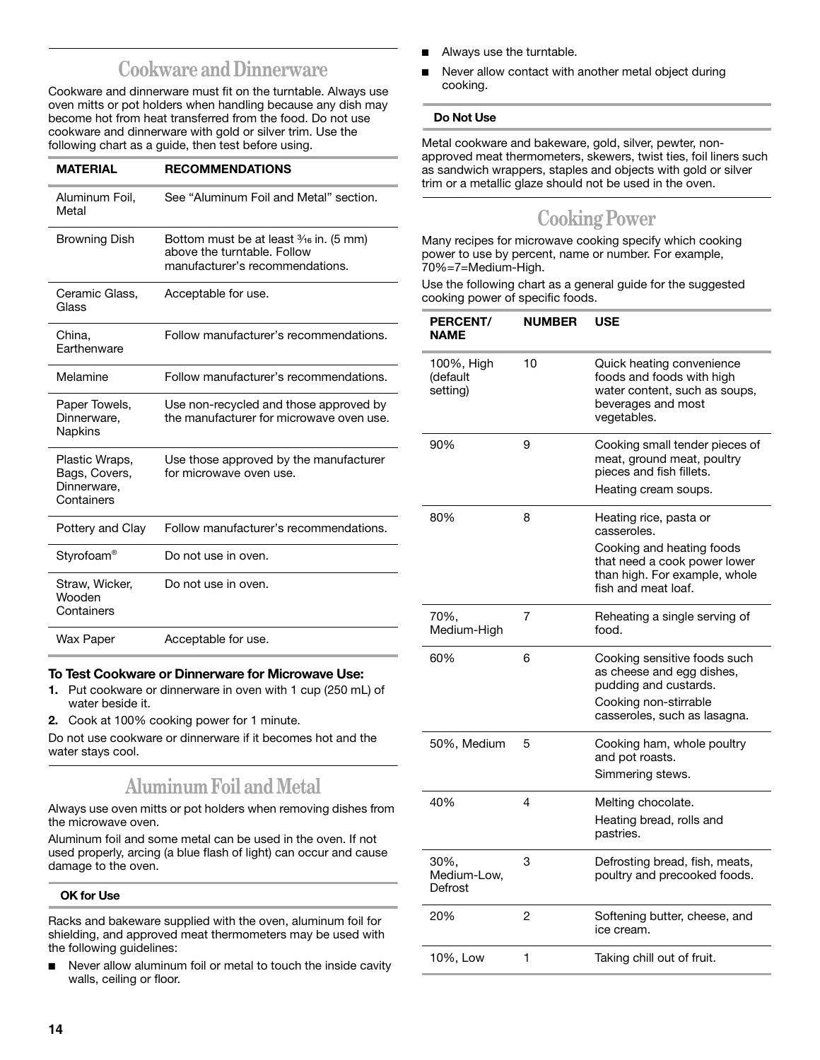## Cookware and Dinnerware

Cookware and dinnerware must fit on the turntable. Always use oven mitts or pot holders when handling because any dish may become hot from heat transferred from the food. Do not use cookware and dinnerware with gold or silver trim. Use the following chart as a guide, then test before using.

| MATERIAL | RECOMMENDATIONS |
|---|---|
| Aluminum Foil, Metal | See "Aluminum Foil and Metal" section. |
| Browning Dish | Bottom must be at least ³⁄₁₆ in. (5 mm) above the turntable. Follow manufacturer's recommendations. |
| Ceramic Glass, Glass | Acceptable for use. |
| China, Earthenware | Follow manufacturer's recommendations. |
| Melamine | Follow manufacturer's recommendations. |
| Paper Towels, Dinnerware, Napkins | Use non-recycled and those approved by the manufacturer for microwave oven use. |
| Plastic Wraps, Bags, Covers, Dinnerware, Containers | Use those approved by the manufacturer for microwave oven use. |
| Pottery and Clay | Follow manufacturer's recommendations. |
| Styrofoam® | Do not use in oven. |
| Straw, Wicker, Wooden Containers | Do not use in oven. |
| Wax Paper | Acceptable for use. |

**To Test Cookware or Dinnerware for Microwave Use:**

1. Put cookware or dinnerware in oven with 1 cup (250 mL) of water beside it.
2. Cook at 100% cooking power for 1 minute.

Do not use cookware or dinnerware if it becomes hot and the water stays cool.

## Aluminum Foil and Metal

Always use oven mitts or pot holders when removing dishes from the microwave oven.

Aluminum foil and some metal can be used in the oven. If not used properly, arcing (a blue flash of light) can occur and cause damage to the oven.

**OK for Use**

Racks and bakeware supplied with the oven, aluminum foil for shielding, and approved meat thermometers may be used with the following guidelines:

- Never allow aluminum foil or metal to touch the inside cavity walls, ceiling or floor.
- Always use the turntable.
- Never allow contact with another metal object during cooking.

**Do Not Use**

Metal cookware and bakeware, gold, silver, pewter, non-approved meat thermometers, skewers, twist ties, foil liners such as sandwich wrappers, staples and objects with gold or silver trim or a metallic glaze should not be used in the oven.

## Cooking Power

Many recipes for microwave cooking specify which cooking power to use by percent, name or number. For example, 70%=7=Medium-High.

Use the following chart as a general guide for the suggested cooking power of specific foods.

| PERCENT/ NAME | NUMBER | USE |
|---|---|---|
| 100%, High (default setting) | 10 | Quick heating convenience foods and foods with high water content, such as soups, beverages and most vegetables. |
| 90% | 9 | Cooking small tender pieces of meat, ground meat, poultry pieces and fish fillets.<br>Heating cream soups. |
| 80% | 8 | Heating rice, pasta or casseroles.<br>Cooking and heating foods that need a cook power lower than high. For example, whole fish and meat loaf. |
| 70%, Medium-High | 7 | Reheating a single serving of food. |
| 60% | 6 | Cooking sensitive foods such as cheese and egg dishes, pudding and custards.<br>Cooking non-stirrable casseroles, such as lasagna. |
| 50%, Medium | 5 | Cooking ham, whole poultry and pot roasts.<br>Simmering stews. |
| 40% | 4 | Melting chocolate.<br>Heating bread, rolls and pastries. |
| 30%, Medium-Low, Defrost | 3 | Defrosting bread, fish, meats, poultry and precooked foods. |
| 20% | 2 | Softening butter, cheese, and ice cream. |
| 10%, Low | 1 | Taking chill out of fruit. |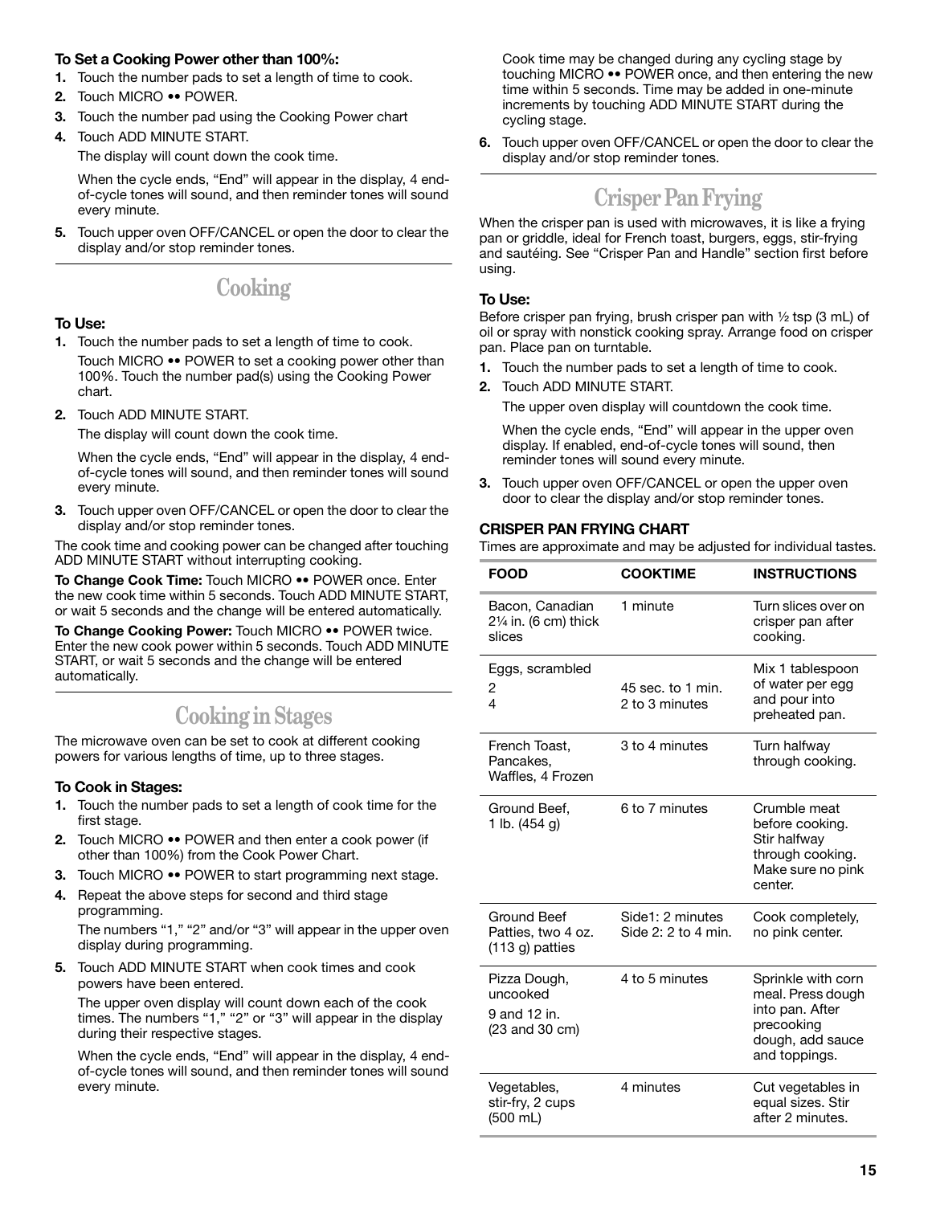**To Set a Cooking Power other than 100%:**

1. Touch the number pads to set a length of time to cook.
2. Touch MICRO •• POWER.
3. Touch the number pad using the Cooking Power chart
4. Touch ADD MINUTE START.

   The display will count down the cook time.

   When the cycle ends, "End" will appear in the display, 4 end-of-cycle tones will sound, and then reminder tones will sound every minute.
5. Touch upper oven OFF/CANCEL or open the door to clear the display and/or stop reminder tones.

## Cooking

**To Use:**

1. Touch the number pads to set a length of time to cook.

   Touch MICRO •• POWER to set a cooking power other than 100%. Touch the number pad(s) using the Cooking Power chart.
2. Touch ADD MINUTE START.

   The display will count down the cook time.

   When the cycle ends, "End" will appear in the display, 4 end-of-cycle tones will sound, and then reminder tones will sound every minute.
3. Touch upper oven OFF/CANCEL or open the door to clear the display and/or stop reminder tones.

The cook time and cooking power can be changed after touching ADD MINUTE START without interrupting cooking.

**To Change Cook Time:** Touch MICRO •• POWER once. Enter the new cook time within 5 seconds. Touch ADD MINUTE START, or wait 5 seconds and the change will be entered automatically.

**To Change Cooking Power:** Touch MICRO •• POWER twice. Enter the new cook power within 5 seconds. Touch ADD MINUTE START, or wait 5 seconds and the change will be entered automatically.

## Cooking in Stages

The microwave oven can be set to cook at different cooking powers for various lengths of time, up to three stages.

**To Cook in Stages:**

1. Touch the number pads to set a length of cook time for the first stage.
2. Touch MICRO •• POWER and then enter a cook power (if other than 100%) from the Cook Power Chart.
3. Touch MICRO •• POWER to start programming next stage.
4. Repeat the above steps for second and third stage programming.

   The numbers "1," "2" and/or "3" will appear in the upper oven display during programming.
5. Touch ADD MINUTE START when cook times and cook powers have been entered.

   The upper oven display will count down each of the cook times. The numbers "1," "2" or "3" will appear in the display during their respective stages.

   When the cycle ends, "End" will appear in the display, 4 end-of-cycle tones will sound, and then reminder tones will sound every minute.

   Cook time may be changed during any cycling stage by touching MICRO •• POWER once, and then entering the new time within 5 seconds. Time may be added in one-minute increments by touching ADD MINUTE START during the cycling stage.
6. Touch upper oven OFF/CANCEL or open the door to clear the display and/or stop reminder tones.

## Crisper Pan Frying

When the crisper pan is used with microwaves, it is like a frying pan or griddle, ideal for French toast, burgers, eggs, stir-frying and sautéing. See "Crisper Pan and Handle" section first before using.

**To Use:**

Before crisper pan frying, brush crisper pan with ½ tsp (3 mL) of oil or spray with nonstick cooking spray. Arrange food on crisper pan. Place pan on turntable.

1. Touch the number pads to set a length of time to cook.
2. Touch ADD MINUTE START.

   The upper oven display will countdown the cook time.

   When the cycle ends, "End" will appear in the upper oven display. If enabled, end-of-cycle tones will sound, then reminder tones will sound every minute.
3. Touch upper oven OFF/CANCEL or open the upper oven door to clear the display and/or stop reminder tones.

**CRISPER PAN FRYING CHART**

Times are approximate and may be adjusted for individual tastes.

| FOOD | COOKTIME | INSTRUCTIONS |
|---|---|---|
| Bacon, Canadian 2¼ in. (6 cm) thick slices | 1 minute | Turn slices over on crisper pan after cooking. |
| Eggs, scrambled<br>2<br>4 | <br>45 sec. to 1 min.<br>2 to 3 minutes | Mix 1 tablespoon of water per egg and pour into preheated pan. |
| French Toast, Pancakes, Waffles, 4 Frozen | 3 to 4 minutes | Turn halfway through cooking. |
| Ground Beef, 1 lb. (454 g) | 6 to 7 minutes | Crumble meat before cooking. Stir halfway through cooking. Make sure no pink center. |
| Ground Beef Patties, two 4 oz. (113 g) patties | Side1: 2 minutes<br>Side 2: 2 to 4 min. | Cook completely, no pink center. |
| Pizza Dough, uncooked<br>9 and 12 in.<br>(23 and 30 cm) | 4 to 5 minutes | Sprinkle with corn meal. Press dough into pan. After precooking dough, add sauce and toppings. |
| Vegetables, stir-fry, 2 cups (500 mL) | 4 minutes | Cut vegetables in equal sizes. Stir after 2 minutes. |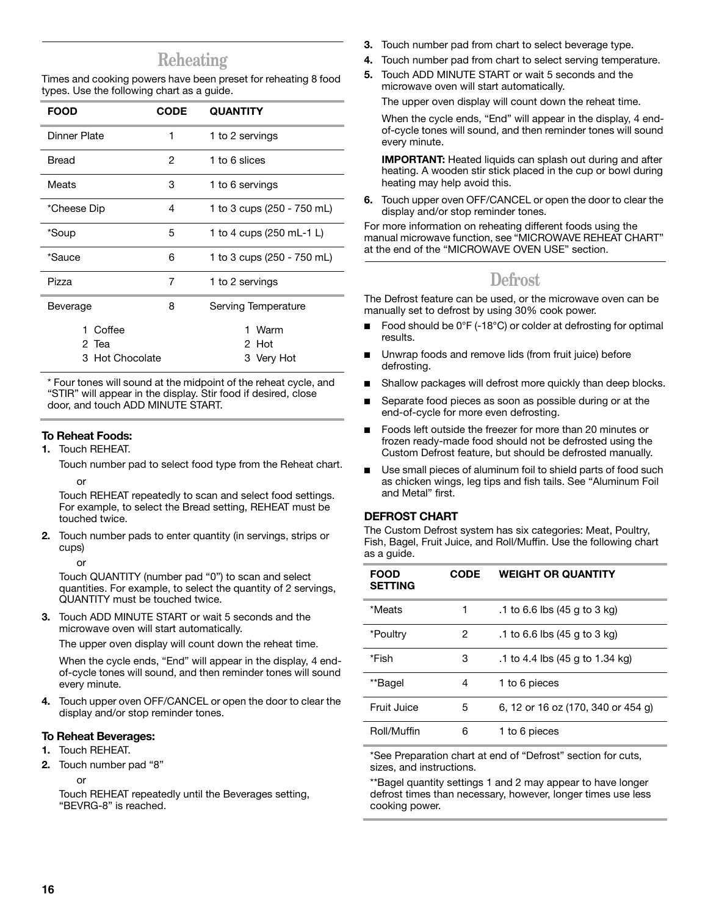## Reheating

Times and cooking powers have been preset for reheating 8 food types. Use the following chart as a guide.

| FOOD | CODE | QUANTITY |
|---|---|---|
| Dinner Plate | 1 | 1 to 2 servings |
| Bread | 2 | 1 to 6 slices |
| Meats | 3 | 1 to 6 servings |
| *Cheese Dip | 4 | 1 to 3 cups (250 - 750 mL) |
| *Soup | 5 | 1 to 4 cups (250 mL-1 L) |
| *Sauce | 6 | 1 to 3 cups (250 - 750 mL) |
| Pizza | 7 | 1 to 2 servings |
| Beverage | 8 | Serving Temperature |
| 1 Coffee<br>2 Tea<br>3 Hot Chocolate | | 1 Warm<br>2 Hot<br>3 Very Hot |

* Four tones will sound at the midpoint of the reheat cycle, and "STIR" will appear in the display. Stir food if desired, close door, and touch ADD MINUTE START.

### To Reheat Foods:

1. Touch REHEAT.

   Touch number pad to select food type from the Reheat chart.

   or

   Touch REHEAT repeatedly to scan and select food settings. For example, to select the Bread setting, REHEAT must be touched twice.

2. Touch number pads to enter quantity (in servings, strips or cups)

   or

   Touch QUANTITY (number pad "0") to scan and select quantities. For example, to select the quantity of 2 servings, QUANTITY must be touched twice.

3. Touch ADD MINUTE START or wait 5 seconds and the microwave oven will start automatically.

   The upper oven display will count down the reheat time.

   When the cycle ends, "End" will appear in the display, 4 end-of-cycle tones will sound, and then reminder tones will sound every minute.

4. Touch upper oven OFF/CANCEL or open the door to clear the display and/or stop reminder tones.

### To Reheat Beverages:

1. Touch REHEAT.
2. Touch number pad "8"

   or

   Touch REHEAT repeatedly until the Beverages setting, "BEVRG-8" is reached.

3. Touch number pad from chart to select beverage type.
4. Touch number pad from chart to select serving temperature.
5. Touch ADD MINUTE START or wait 5 seconds and the microwave oven will start automatically.

   The upper oven display will count down the reheat time.

   When the cycle ends, "End" will appear in the display, 4 end-of-cycle tones will sound, and then reminder tones will sound every minute.

   **IMPORTANT:** Heated liquids can splash out during and after heating. A wooden stir stick placed in the cup or bowl during heating may help avoid this.

6. Touch upper oven OFF/CANCEL or open the door to clear the display and/or stop reminder tones.

For more information on reheating different foods using the manual microwave function, see "MICROWAVE REHEAT CHART" at the end of the "MICROWAVE OVEN USE" section.

## Defrost

The Defrost feature can be used, or the microwave oven can be manually set to defrost by using 30% cook power.

- Food should be 0°F (-18°C) or colder at defrosting for optimal results.
- Unwrap foods and remove lids (from fruit juice) before defrosting.
- Shallow packages will defrost more quickly than deep blocks.
- Separate food pieces as soon as possible during or at the end-of-cycle for more even defrosting.
- Foods left outside the freezer for more than 20 minutes or frozen ready-made food should not be defrosted using the Custom Defrost feature, but should be defrosted manually.
- Use small pieces of aluminum foil to shield parts of food such as chicken wings, leg tips and fish tails. See "Aluminum Foil and Metal" first.

### DEFROST CHART

The Custom Defrost system has six categories: Meat, Poultry, Fish, Bagel, Fruit Juice, and Roll/Muffin. Use the following chart as a guide.

| FOOD SETTING | CODE | WEIGHT OR QUANTITY |
|---|---|---|
| *Meats | 1 | .1 to 6.6 lbs (45 g to 3 kg) |
| *Poultry | 2 | .1 to 6.6 lbs (45 g to 3 kg) |
| *Fish | 3 | .1 to 4.4 lbs (45 g to 1.34 kg) |
| **Bagel | 4 | 1 to 6 pieces |
| Fruit Juice | 5 | 6, 12 or 16 oz (170, 340 or 454 g) |
| Roll/Muffin | 6 | 1 to 6 pieces |

*See Preparation chart at end of "Defrost" section for cuts, sizes, and instructions.

**Bagel quantity settings 1 and 2 may appear to have longer defrost times than necessary, however, longer times use less cooking power.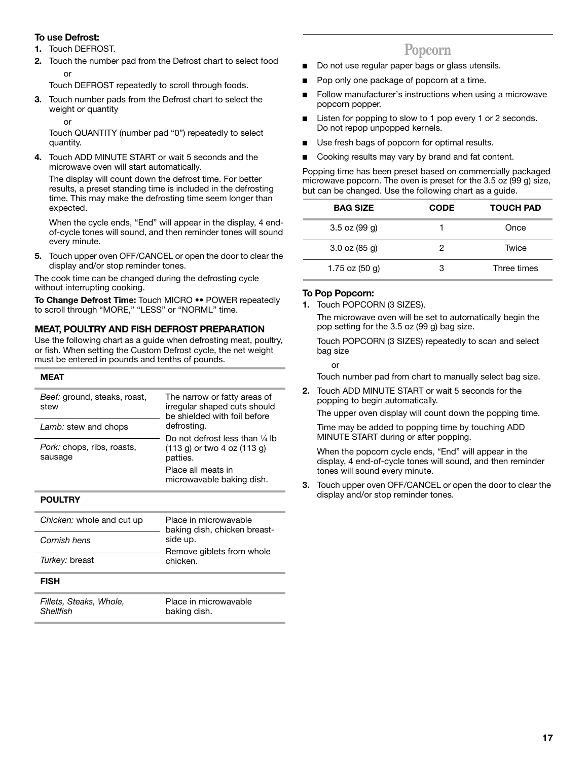**To use Defrost:**

1. Touch DEFROST.
2. Touch the number pad from the Defrost chart to select food

   or

   Touch DEFROST repeatedly to scroll through foods.
3. Touch number pads from the Defrost chart to select the weight or quantity

   or

   Touch QUANTITY (number pad "0") repeatedly to select quantity.
4. Touch ADD MINUTE START or wait 5 seconds and the microwave oven will start automatically.

   The display will count down the defrost time. For better results, a preset standing time is included in the defrosting time. This may make the defrosting time seem longer than expected.

   When the cycle ends, "End" will appear in the display, 4 end-of-cycle tones will sound, and then reminder tones will sound every minute.
5. Touch upper oven OFF/CANCEL or open the door to clear the display and/or stop reminder tones.

The cook time can be changed during the defrosting cycle without interrupting cooking.

**To Change Defrost Time:** Touch MICRO •• POWER repeatedly to scroll through "MORE," "LESS" or "NORML" time.

### MEAT, POULTRY AND FISH DEFROST PREPARATION

Use the following chart as a guide when defrosting meat, poultry, or fish. When setting the Custom Defrost cycle, the net weight must be entered in pounds and tenths of pounds.

| MEAT | |
|---|---|
| *Beef:* ground, steaks, roast, stew | The narrow or fatty areas of irregular shaped cuts should be shielded with foil before defrosting. |
| *Lamb:* stew and chops | Do not defrost less than ¼ lb (113 g) or two 4 oz (113 g) patties. |
| *Pork:* chops, ribs, roasts, sausage | Place all meats in microwavable baking dish. |
| **POULTRY** | |
| *Chicken:* whole and cut up | Place in microwavable baking dish, chicken breast-side up. |
| *Cornish hens* | Remove giblets from whole chicken. |
| *Turkey:* breast | |
| **FISH** | |
| *Fillets, Steaks, Whole, Shellfish* | Place in microwavable baking dish. |

# Popcorn

- Do not use regular paper bags or glass utensils.
- Pop only one package of popcorn at a time.
- Follow manufacturer's instructions when using a microwave popcorn popper.
- Listen for popping to slow to 1 pop every 1 or 2 seconds. Do not repop unpopped kernels.
- Use fresh bags of popcorn for optimal results.
- Cooking results may vary by brand and fat content.

Popping time has been preset based on commercially packaged microwave popcorn. The oven is preset for the 3.5 oz (99 g) size, but can be changed. Use the following chart as a guide.

| BAG SIZE | CODE | TOUCH PAD |
|---|---|---|
| 3.5 oz (99 g) | 1 | Once |
| 3.0 oz (85 g) | 2 | Twice |
| 1.75 oz (50 g) | 3 | Three times |

**To Pop Popcorn:**

1. Touch POPCORN (3 SIZES).

   The microwave oven will be set to automatically begin the pop setting for the 3.5 oz (99 g) bag size.

   Touch POPCORN (3 SIZES) repeatedly to scan and select bag size

   or

   Touch number pad from chart to manually select bag size.
2. Touch ADD MINUTE START or wait 5 seconds for the popping to begin automatically.

   The upper oven display will count down the popping time.

   Time may be added to popping time by touching ADD MINUTE START during or after popping.

   When the popcorn cycle ends, "End" will appear in the display, 4 end-of-cycle tones will sound, and then reminder tones will sound every minute.
3. Touch upper oven OFF/CANCEL or open the door to clear the display and/or stop reminder tones.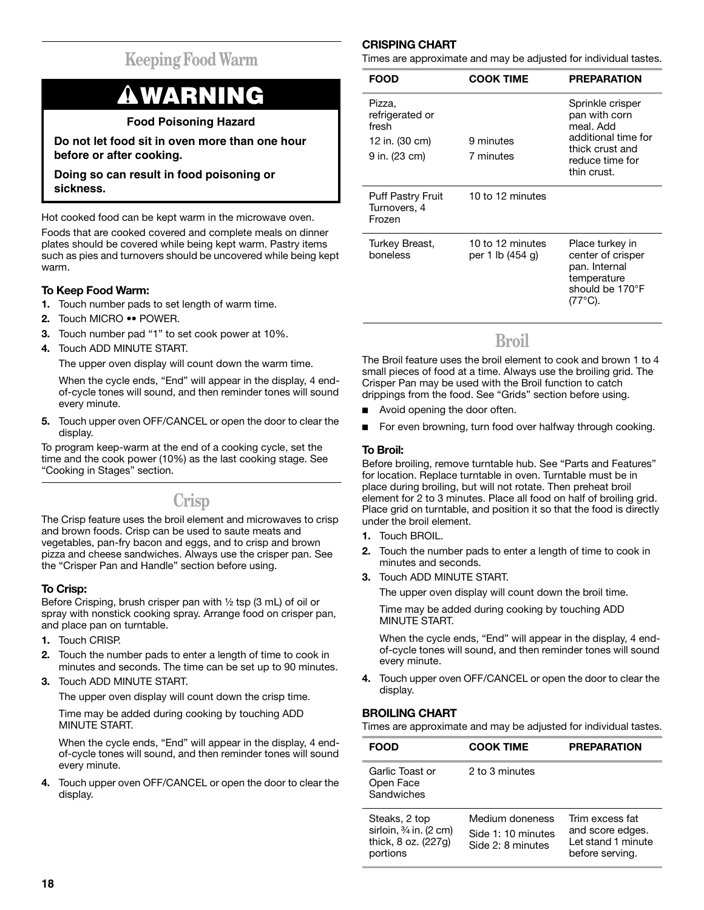## Keeping Food Warm

**⚠WARNING**

**Food Poisoning Hazard**

**Do not let food sit in oven more than one hour before or after cooking.**

**Doing so can result in food poisoning or sickness.**

Hot cooked food can be kept warm in the microwave oven.

Foods that are cooked covered and complete meals on dinner plates should be covered while being kept warm. Pastry items such as pies and turnovers should be uncovered while being kept warm.

**To Keep Food Warm:**

1. Touch number pads to set length of warm time.
2. Touch MICRO •• POWER.
3. Touch number pad "1" to set cook power at 10%.
4. Touch ADD MINUTE START.

   The upper oven display will count down the warm time.

   When the cycle ends, "End" will appear in the display, 4 end-of-cycle tones will sound, and then reminder tones will sound every minute.
5. Touch upper oven OFF/CANCEL or open the door to clear the display.

To program keep-warm at the end of a cooking cycle, set the time and the cook power (10%) as the last cooking stage. See "Cooking in Stages" section.

## Crisp

The Crisp feature uses the broil element and microwaves to crisp and brown foods. Crisp can be used to saute meats and vegetables, pan-fry bacon and eggs, and to crisp and brown pizza and cheese sandwiches. Always use the crisper pan. See the "Crisper Pan and Handle" section before using.

**To Crisp:**

Before Crisping, brush crisper pan with ½ tsp (3 mL) of oil or spray with nonstick cooking spray. Arrange food on crisper pan, and place pan on turntable.

1. Touch CRISP.
2. Touch the number pads to enter a length of time to cook in minutes and seconds. The time can be set up to 90 minutes.
3. Touch ADD MINUTE START.

   The upper oven display will count down the crisp time.

   Time may be added during cooking by touching ADD MINUTE START.

   When the cycle ends, "End" will appear in the display, 4 end-of-cycle tones will sound, and then reminder tones will sound every minute.
4. Touch upper oven OFF/CANCEL or open the door to clear the display.

**CRISPING CHART**

Times are approximate and may be adjusted for individual tastes.

| FOOD | COOK TIME | PREPARATION |
|---|---|---|
| Pizza, refrigerated or fresh<br>12 in. (30 cm)<br>9 in. (23 cm) | <br><br>9 minutes<br>7 minutes | Sprinkle crisper pan with corn meal. Add additional time for thick crust and reduce time for thin crust. |
| Puff Pastry Fruit Turnovers, 4 Frozen | 10 to 12 minutes | |
| Turkey Breast, boneless | 10 to 12 minutes per 1 lb (454 g) | Place turkey in center of crisper pan. Internal temperature should be 170°F (77°C). |

## Broil

The Broil feature uses the broil element to cook and brown 1 to 4 small pieces of food at a time. Always use the broiling grid. The Crisper Pan may be used with the Broil function to catch drippings from the food. See "Grids" section before using.

- Avoid opening the door often.
- For even browning, turn food over halfway through cooking.

**To Broil:**

Before broiling, remove turntable hub. See "Parts and Features" for location. Replace turntable in oven. Turntable must be in place during broiling, but will not rotate. Then preheat broil element for 2 to 3 minutes. Place all food on half of broiling grid. Place grid on turntable, and position it so that the food is directly under the broil element.

1. Touch BROIL.
2. Touch the number pads to enter a length of time to cook in minutes and seconds.
3. Touch ADD MINUTE START.

   The upper oven display will count down the broil time.

   Time may be added during cooking by touching ADD MINUTE START.

   When the cycle ends, "End" will appear in the display, 4 end-of-cycle tones will sound, and then reminder tones will sound every minute.
4. Touch upper oven OFF/CANCEL or open the door to clear the display.

**BROILING CHART**

Times are approximate and may be adjusted for individual tastes.

| FOOD | COOK TIME | PREPARATION |
|---|---|---|
| Garlic Toast or Open Face Sandwiches | 2 to 3 minutes | |
| Steaks, 2 top sirloin, ¾ in. (2 cm) thick, 8 oz. (227g) portions | Medium doneness<br>Side 1: 10 minutes<br>Side 2: 8 minutes | Trim excess fat and score edges. Let stand 1 minute before serving. |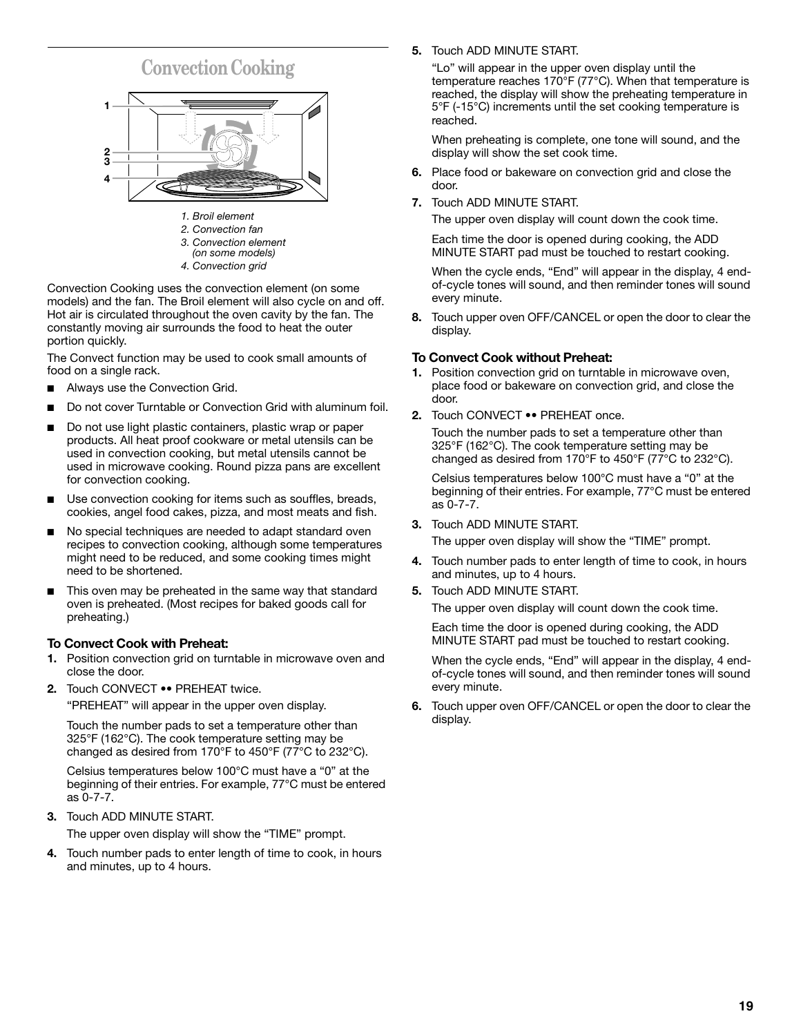# Convection Cooking

1. Broil element
2. Convection fan
3. Convection element (on some models)
4. Convection grid

Convection Cooking uses the convection element (on some models) and the fan. The Broil element will also cycle on and off. Hot air is circulated throughout the oven cavity by the fan. The constantly moving air surrounds the food to heat the outer portion quickly.

The Convect function may be used to cook small amounts of food on a single rack.

- Always use the Convection Grid.
- Do not cover Turntable or Convection Grid with aluminum foil.
- Do not use light plastic containers, plastic wrap or paper products. All heat proof cookware or metal utensils can be used in convection cooking, but metal utensils cannot be used in microwave cooking. Round pizza pans are excellent for convection cooking.
- Use convection cooking for items such as souffles, breads, cookies, angel food cakes, pizza, and most meats and fish.
- No special techniques are needed to adapt standard oven recipes to convection cooking, although some temperatures might need to be reduced, and some cooking times might need to be shortened.
- This oven may be preheated in the same way that standard oven is preheated. (Most recipes for baked goods call for preheating.)

### To Convect Cook with Preheat:

1. Position convection grid on turntable in microwave oven and close the door.
2. Touch CONVECT •• PREHEAT twice.

   "PREHEAT" will appear in the upper oven display.

   Touch the number pads to set a temperature other than 325°F (162°C). The cook temperature setting may be changed as desired from 170°F to 450°F (77°C to 232°C).

   Celsius temperatures below 100°C must have a "0" at the beginning of their entries. For example, 77°C must be entered as 0-7-7.
3. Touch ADD MINUTE START.

   The upper oven display will show the "TIME" prompt.
4. Touch number pads to enter length of time to cook, in hours and minutes, up to 4 hours.
5. Touch ADD MINUTE START.

   "Lo" will appear in the upper oven display until the temperature reaches 170°F (77°C). When that temperature is reached, the display will show the preheating temperature in 5°F (-15°C) increments until the set cooking temperature is reached.

   When preheating is complete, one tone will sound, and the display will show the set cook time.
6. Place food or bakeware on convection grid and close the door.
7. Touch ADD MINUTE START.

   The upper oven display will count down the cook time.

   Each time the door is opened during cooking, the ADD MINUTE START pad must be touched to restart cooking.

   When the cycle ends, "End" will appear in the display, 4 end-of-cycle tones will sound, and then reminder tones will sound every minute.
8. Touch upper oven OFF/CANCEL or open the door to clear the display.

### To Convect Cook without Preheat:

1. Position convection grid on turntable in microwave oven, place food or bakeware on convection grid, and close the door.
2. Touch CONVECT •• PREHEAT once.

   Touch the number pads to set a temperature other than 325°F (162°C). The cook temperature setting may be changed as desired from 170°F to 450°F (77°C to 232°C).

   Celsius temperatures below 100°C must have a "0" at the beginning of their entries. For example, 77°C must be entered as 0-7-7.
3. Touch ADD MINUTE START.

   The upper oven display will show the "TIME" prompt.
4. Touch number pads to enter length of time to cook, in hours and minutes, up to 4 hours.
5. Touch ADD MINUTE START.

   The upper oven display will count down the cook time.

   Each time the door is opened during cooking, the ADD MINUTE START pad must be touched to restart cooking.

   When the cycle ends, "End" will appear in the display, 4 end-of-cycle tones will sound, and then reminder tones will sound every minute.
6. Touch upper oven OFF/CANCEL or open the door to clear the display.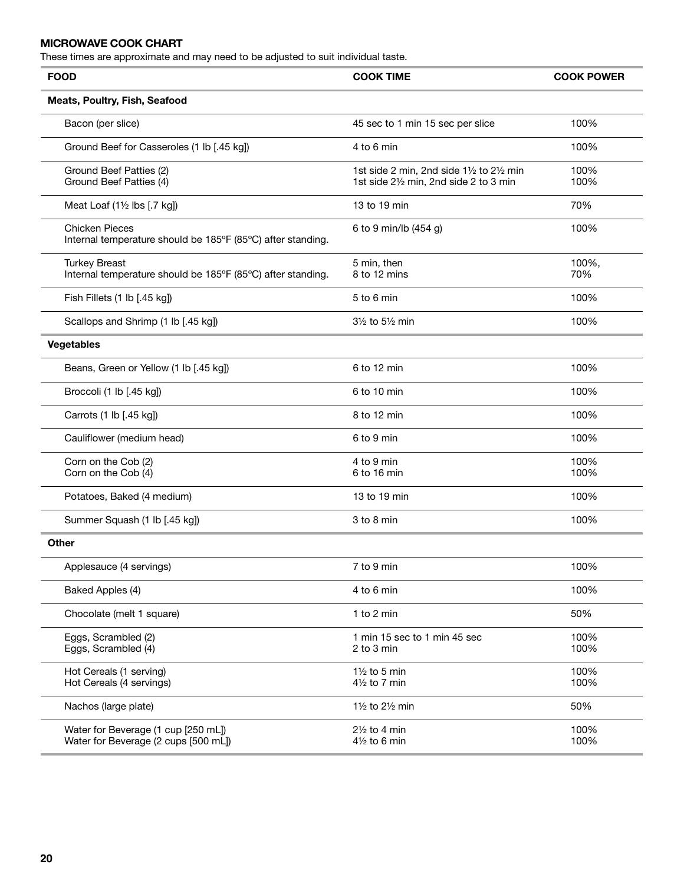## MICROWAVE COOK CHART

These times are approximate and may need to be adjusted to suit individual taste.

| FOOD | COOK TIME | COOK POWER |
|---|---|---|
| **Meats, Poultry, Fish, Seafood** | | |
| Bacon (per slice) | 45 sec to 1 min 15 sec per slice | 100% |
| Ground Beef for Casseroles (1 lb [.45 kg]) | 4 to 6 min | 100% |
| Ground Beef Patties (2)<br>Ground Beef Patties (4) | 1st side 2 min, 2nd side 1½ to 2½ min<br>1st side 2½ min, 2nd side 2 to 3 min | 100%<br>100% |
| Meat Loaf (1½ lbs [.7 kg]) | 13 to 19 min | 70% |
| Chicken Pieces<br>Internal temperature should be 185°F (85°C) after standing. | 6 to 9 min/lb (454 g) | 100% |
| Turkey Breast<br>Internal temperature should be 185°F (85°C) after standing. | 5 min, then<br>8 to 12 mins | 100%,<br>70% |
| Fish Fillets (1 lb [.45 kg]) | 5 to 6 min | 100% |
| Scallops and Shrimp (1 lb [.45 kg]) | 3½ to 5½ min | 100% |
| **Vegetables** | | |
| Beans, Green or Yellow (1 lb [.45 kg]) | 6 to 12 min | 100% |
| Broccoli (1 lb [.45 kg]) | 6 to 10 min | 100% |
| Carrots (1 lb [.45 kg]) | 8 to 12 min | 100% |
| Cauliflower (medium head) | 6 to 9 min | 100% |
| Corn on the Cob (2)<br>Corn on the Cob (4) | 4 to 9 min<br>6 to 16 min | 100%<br>100% |
| Potatoes, Baked (4 medium) | 13 to 19 min | 100% |
| Summer Squash (1 lb [.45 kg]) | 3 to 8 min | 100% |
| **Other** | | |
| Applesauce (4 servings) | 7 to 9 min | 100% |
| Baked Apples (4) | 4 to 6 min | 100% |
| Chocolate (melt 1 square) | 1 to 2 min | 50% |
| Eggs, Scrambled (2)<br>Eggs, Scrambled (4) | 1 min 15 sec to 1 min 45 sec<br>2 to 3 min | 100%<br>100% |
| Hot Cereals (1 serving)<br>Hot Cereals (4 servings) | 1½ to 5 min<br>4½ to 7 min | 100%<br>100% |
| Nachos (large plate) | 1½ to 2½ min | 50% |
| Water for Beverage (1 cup [250 mL])<br>Water for Beverage (2 cups [500 mL]) | 2½ to 4 min<br>4½ to 6 min | 100%<br>100% |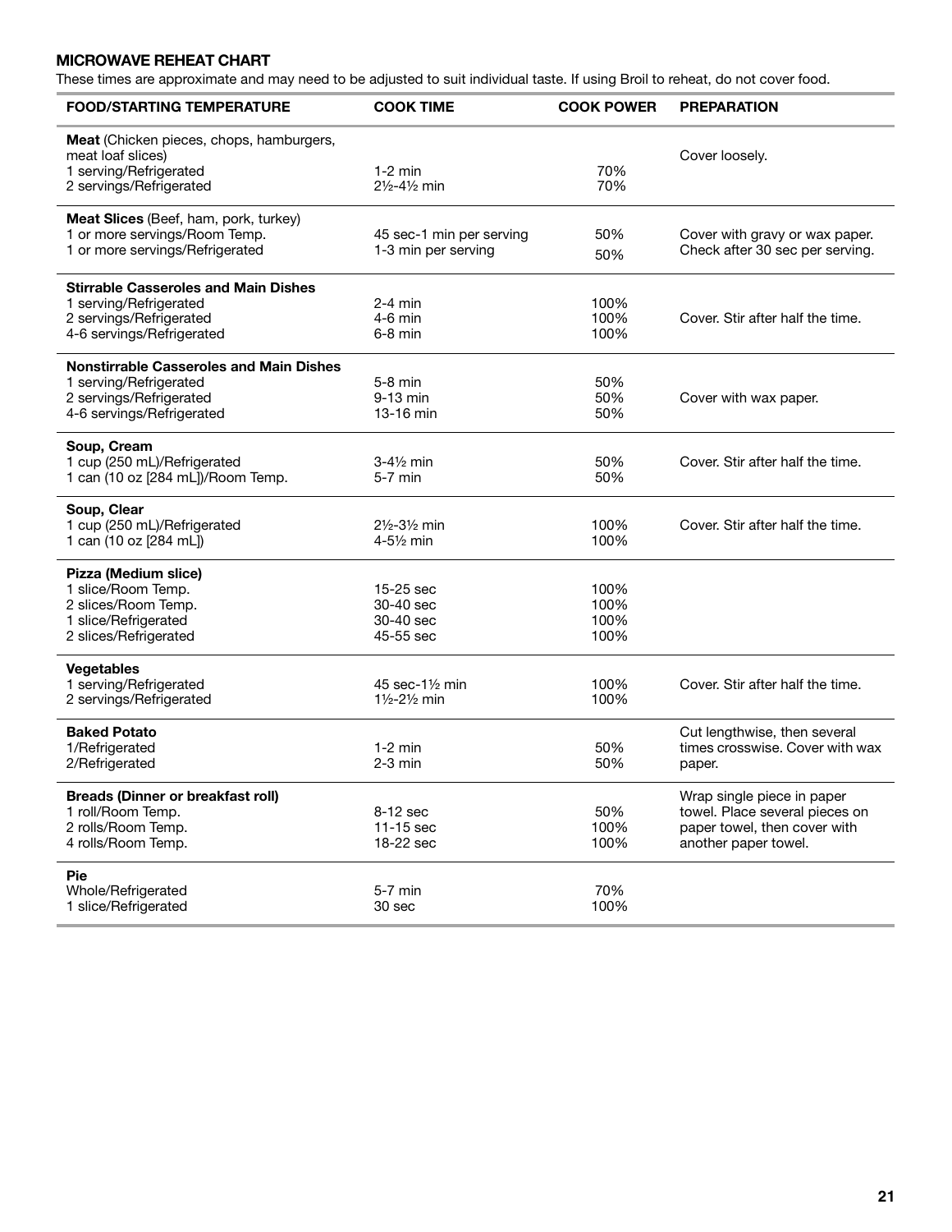### MICROWAVE REHEAT CHART

These times are approximate and may need to be adjusted to suit individual taste. If using Broil to reheat, do not cover food.

| FOOD/STARTING TEMPERATURE | COOK TIME | COOK POWER | PREPARATION |
|---|---|---|---|
| **Meat** (Chicken pieces, chops, hamburgers, meat loaf slices) | | | Cover loosely. |
| 1 serving/Refrigerated | 1-2 min | 70% | |
| 2 servings/Refrigerated | 2½-4½ min | 70% | |
| **Meat Slices** (Beef, ham, pork, turkey) | | | |
| 1 or more servings/Room Temp. | 45 sec-1 min per serving | 50% | Cover with gravy or wax paper. |
| 1 or more servings/Refrigerated | 1-3 min per serving | 50% | Check after 30 sec per serving. |
| **Stirrable Casseroles and Main Dishes** | | | |
| 1 serving/Refrigerated | 2-4 min | 100% | |
| 2 servings/Refrigerated | 4-6 min | 100% | Cover. Stir after half the time. |
| 4-6 servings/Refrigerated | 6-8 min | 100% | |
| **Nonstirrable Casseroles and Main Dishes** | | | |
| 1 serving/Refrigerated | 5-8 min | 50% | |
| 2 servings/Refrigerated | 9-13 min | 50% | Cover with wax paper. |
| 4-6 servings/Refrigerated | 13-16 min | 50% | |
| **Soup, Cream** | | | |
| 1 cup (250 mL)/Refrigerated | 3-4½ min | 50% | Cover. Stir after half the time. |
| 1 can (10 oz [284 mL])/Room Temp. | 5-7 min | 50% | |
| **Soup, Clear** | | | |
| 1 cup (250 mL)/Refrigerated | 2½-3½ min | 100% | Cover. Stir after half the time. |
| 1 can (10 oz [284 mL]) | 4-5½ min | 100% | |
| **Pizza (Medium slice)** | | | |
| 1 slice/Room Temp. | 15-25 sec | 100% | |
| 2 slices/Room Temp. | 30-40 sec | 100% | |
| 1 slice/Refrigerated | 30-40 sec | 100% | |
| 2 slices/Refrigerated | 45-55 sec | 100% | |
| **Vegetables** | | | |
| 1 serving/Refrigerated | 45 sec-1½ min | 100% | Cover. Stir after half the time. |
| 2 servings/Refrigerated | 1½-2½ min | 100% | |
| **Baked Potato** | | | Cut lengthwise, then several times crosswise. Cover with wax paper. |
| 1/Refrigerated | 1-2 min | 50% | |
| 2/Refrigerated | 2-3 min | 50% | |
| **Breads (Dinner or breakfast roll)** | | | Wrap single piece in paper towel. Place several pieces on paper towel, then cover with another paper towel. |
| 1 roll/Room Temp. | 8-12 sec | 50% | |
| 2 rolls/Room Temp. | 11-15 sec | 100% | |
| 4 rolls/Room Temp. | 18-22 sec | 100% | |
| **Pie** | | | |
| Whole/Refrigerated | 5-7 min | 70% | |
| 1 slice/Refrigerated | 30 sec | 100% | |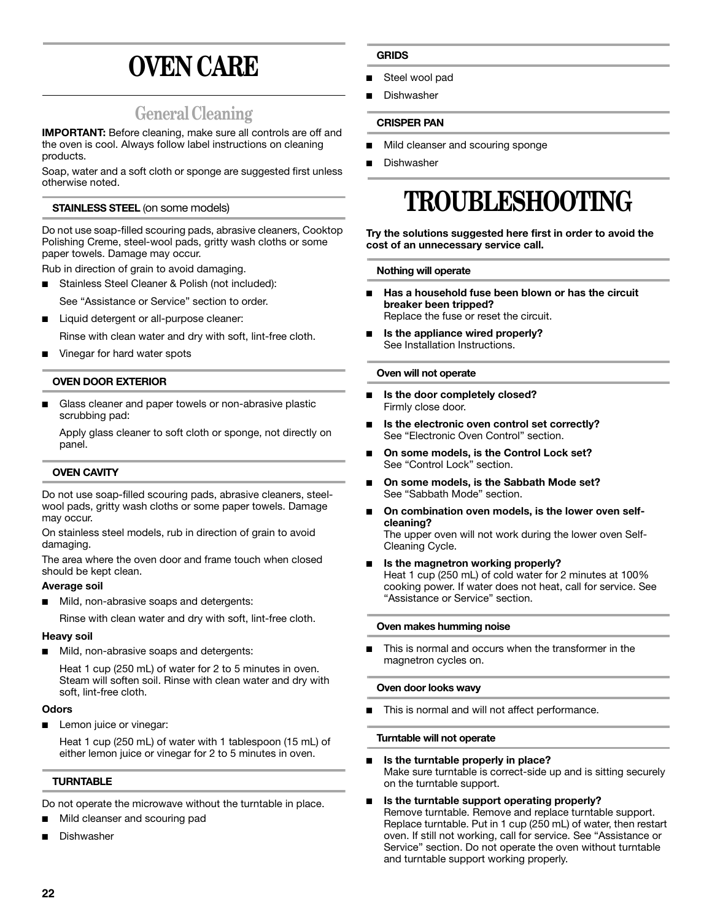# OVEN CARE

## General Cleaning

**IMPORTANT:** Before cleaning, make sure all controls are off and the oven is cool. Always follow label instructions on cleaning products.

Soap, water and a soft cloth or sponge are suggested first unless otherwise noted.

### STAINLESS STEEL (on some models)

Do not use soap-filled scouring pads, abrasive cleaners, Cooktop Polishing Creme, steel-wool pads, gritty wash cloths or some paper towels. Damage may occur.

Rub in direction of grain to avoid damaging.

- Stainless Steel Cleaner & Polish (not included):

  See "Assistance or Service" section to order.

- Liquid detergent or all-purpose cleaner:

  Rinse with clean water and dry with soft, lint-free cloth.

- Vinegar for hard water spots

### OVEN DOOR EXTERIOR

- Glass cleaner and paper towels or non-abrasive plastic scrubbing pad:

  Apply glass cleaner to soft cloth or sponge, not directly on panel.

### OVEN CAVITY

Do not use soap-filled scouring pads, abrasive cleaners, steel-wool pads, gritty wash cloths or some paper towels. Damage may occur.

On stainless steel models, rub in direction of grain to avoid damaging.

The area where the oven door and frame touch when closed should be kept clean.

**Average soil**

- Mild, non-abrasive soaps and detergents:

  Rinse with clean water and dry with soft, lint-free cloth.

**Heavy soil**

- Mild, non-abrasive soaps and detergents:

  Heat 1 cup (250 mL) of water for 2 to 5 minutes in oven. Steam will soften soil. Rinse with clean water and dry with soft, lint-free cloth.

**Odors**

- Lemon juice or vinegar:

  Heat 1 cup (250 mL) of water with 1 tablespoon (15 mL) of either lemon juice or vinegar for 2 to 5 minutes in oven.

### TURNTABLE

Do not operate the microwave without the turntable in place.

- Mild cleanser and scouring pad
- Dishwasher

### GRIDS

- Steel wool pad
- Dishwasher

### CRISPER PAN

- Mild cleanser and scouring sponge
- Dishwasher

# TROUBLESHOOTING

**Try the solutions suggested here first in order to avoid the cost of an unnecessary service call.**

### Nothing will operate

- **Has a household fuse been blown or has the circuit breaker been tripped?**
  Replace the fuse or reset the circuit.
- **Is the appliance wired properly?**
  See Installation Instructions.

### Oven will not operate

- **Is the door completely closed?**
  Firmly close door.
- **Is the electronic oven control set correctly?**
  See "Electronic Oven Control" section.
- **On some models, is the Control Lock set?**
  See "Control Lock" section.
- **On some models, is the Sabbath Mode set?**
  See "Sabbath Mode" section.
- **On combination oven models, is the lower oven self-cleaning?**
  The upper oven will not work during the lower oven Self-Cleaning Cycle.
- **Is the magnetron working properly?**
  Heat 1 cup (250 mL) of cold water for 2 minutes at 100% cooking power. If water does not heat, call for service. See "Assistance or Service" section.

### Oven makes humming noise

- This is normal and occurs when the transformer in the magnetron cycles on.

### Oven door looks wavy

- This is normal and will not affect performance.

### Turntable will not operate

- **Is the turntable properly in place?**
  Make sure turntable is correct-side up and is sitting securely on the turntable support.
- **Is the turntable support operating properly?**
  Remove turntable. Remove and replace turntable support. Replace turntable. Put in 1 cup (250 mL) of water, then restart oven. If still not working, call for service. See "Assistance or Service" section. Do not operate the oven without turntable and turntable support working properly.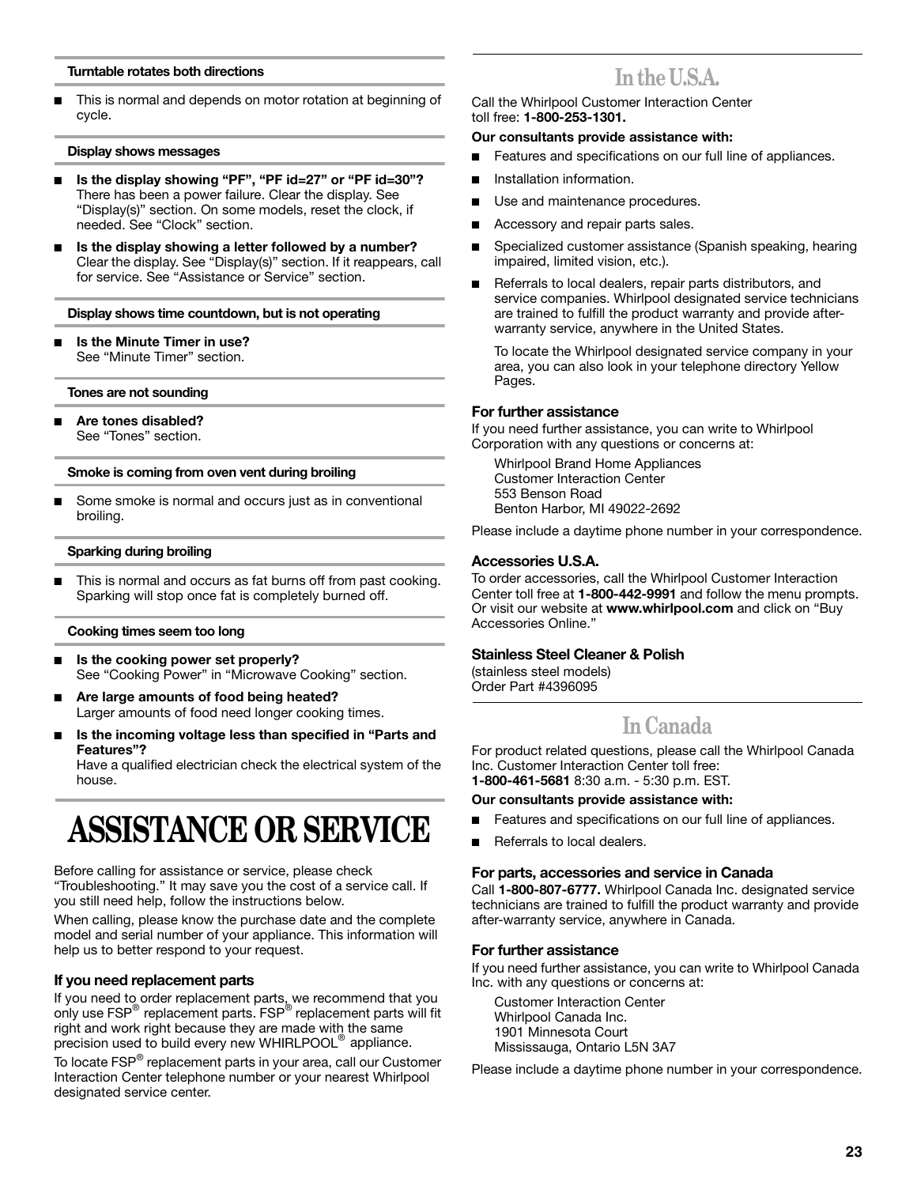### Turntable rotates both directions

- This is normal and depends on motor rotation at beginning of cycle.

### Display shows messages

- **Is the display showing "PF", "PF id=27" or "PF id=30"?** There has been a power failure. Clear the display. See "Display(s)" section. On some models, reset the clock, if needed. See "Clock" section.
- **Is the display showing a letter followed by a number?** Clear the display. See "Display(s)" section. If it reappears, call for service. See "Assistance or Service" section.

### Display shows time countdown, but is not operating

- **Is the Minute Timer in use?** See "Minute Timer" section.

### Tones are not sounding

- **Are tones disabled?** See "Tones" section.

### Smoke is coming from oven vent during broiling

- Some smoke is normal and occurs just as in conventional broiling.

### Sparking during broiling

- This is normal and occurs as fat burns off from past cooking. Sparking will stop once fat is completely burned off.

### Cooking times seem too long

- **Is the cooking power set properly?** See "Cooking Power" in "Microwave Cooking" section.
- **Are large amounts of food being heated?** Larger amounts of food need longer cooking times.
- **Is the incoming voltage less than specified in "Parts and Features"?** Have a qualified electrician check the electrical system of the house.

# ASSISTANCE OR SERVICE

Before calling for assistance or service, please check "Troubleshooting." It may save you the cost of a service call. If you still need help, follow the instructions below.

When calling, please know the purchase date and the complete model and serial number of your appliance. This information will help us to better respond to your request.

### If you need replacement parts

If you need to order replacement parts, we recommend that you only use FSP® replacement parts. FSP® replacement parts will fit right and work right because they are made with the same precision used to build every new WHIRLPOOL® appliance.

To locate FSP® replacement parts in your area, call our Customer Interaction Center telephone number or your nearest Whirlpool designated service center.

## In the U.S.A.

Call the Whirlpool Customer Interaction Center toll free: **1-800-253-1301.**

**Our consultants provide assistance with:**

- Features and specifications on our full line of appliances.
- Installation information.
- Use and maintenance procedures.
- Accessory and repair parts sales.
- Specialized customer assistance (Spanish speaking, hearing impaired, limited vision, etc.).
- Referrals to local dealers, repair parts distributors, and service companies. Whirlpool designated service technicians are trained to fulfill the product warranty and provide after-warranty service, anywhere in the United States.

  To locate the Whirlpool designated service company in your area, you can also look in your telephone directory Yellow Pages.

### For further assistance

If you need further assistance, you can write to Whirlpool Corporation with any questions or concerns at:

Whirlpool Brand Home Appliances
Customer Interaction Center
553 Benson Road
Benton Harbor, MI 49022-2692

Please include a daytime phone number in your correspondence.

### Accessories U.S.A.

To order accessories, call the Whirlpool Customer Interaction Center toll free at **1-800-442-9991** and follow the menu prompts. Or visit our website at **www.whirlpool.com** and click on "Buy Accessories Online."

### Stainless Steel Cleaner & Polish

(stainless steel models)
Order Part #4396095

## In Canada

For product related questions, please call the Whirlpool Canada Inc. Customer Interaction Center toll free:
**1-800-461-5681** 8:30 a.m. - 5:30 p.m. EST.

**Our consultants provide assistance with:**

- Features and specifications on our full line of appliances.
- Referrals to local dealers.

### For parts, accessories and service in Canada

Call **1-800-807-6777.** Whirlpool Canada Inc. designated service technicians are trained to fulfill the product warranty and provide after-warranty service, anywhere in Canada.

### For further assistance

If you need further assistance, you can write to Whirlpool Canada Inc. with any questions or concerns at:

Customer Interaction Center
Whirlpool Canada Inc.
1901 Minnesota Court
Mississauga, Ontario L5N 3A7

Please include a daytime phone number in your correspondence.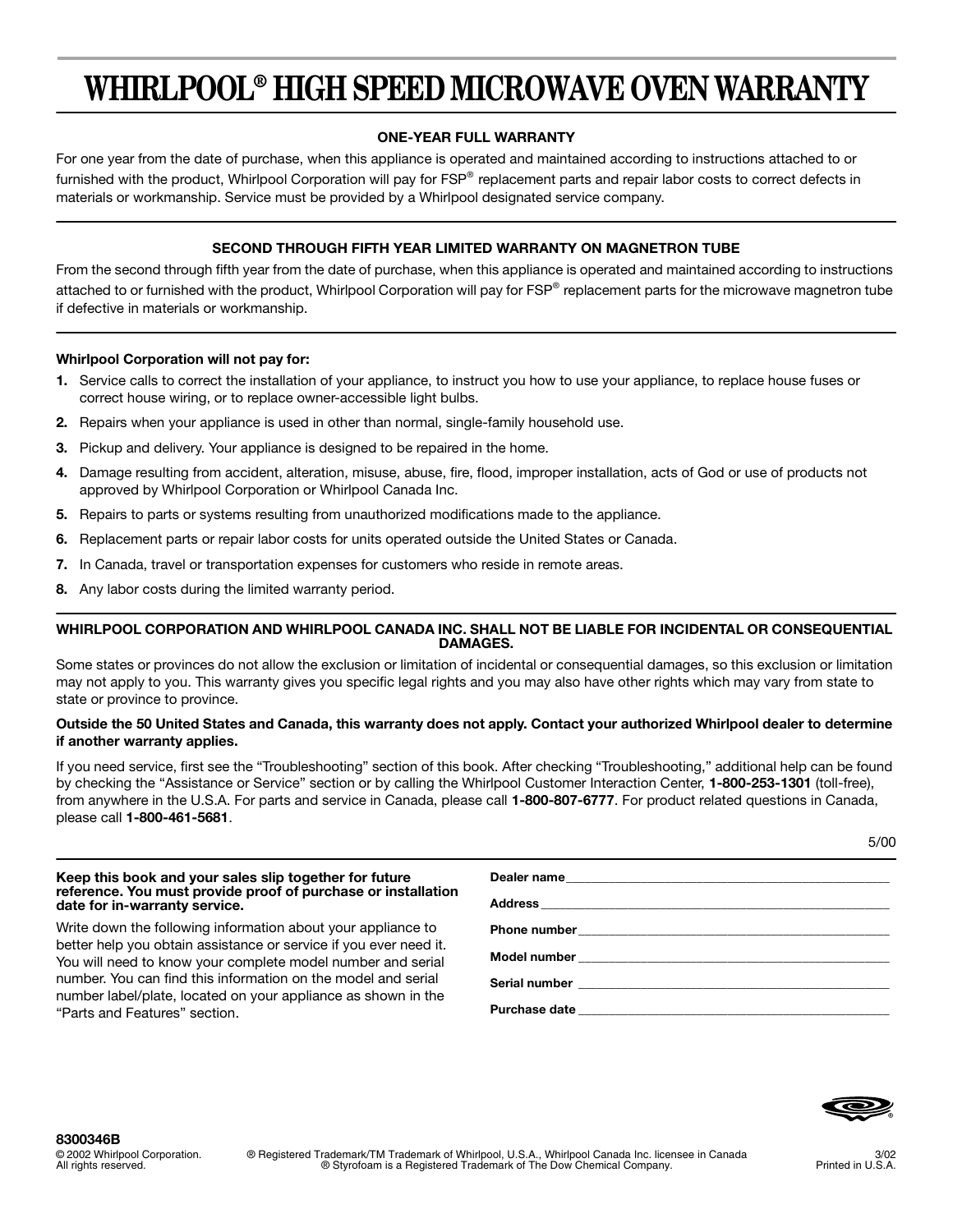# WHIRLPOOL® HIGH SPEED MICROWAVE OVEN WARRANTY

**ONE-YEAR FULL WARRANTY**

For one year from the date of purchase, when this appliance is operated and maintained according to instructions attached to or furnished with the product, Whirlpool Corporation will pay for FSP® replacement parts and repair labor costs to correct defects in materials or workmanship. Service must be provided by a Whirlpool designated service company.

**SECOND THROUGH FIFTH YEAR LIMITED WARRANTY ON MAGNETRON TUBE**

From the second through fifth year from the date of purchase, when this appliance is operated and maintained according to instructions attached to or furnished with the product, Whirlpool Corporation will pay for FSP® replacement parts for the microwave magnetron tube if defective in materials or workmanship.

**Whirlpool Corporation will not pay for:**

1. Service calls to correct the installation of your appliance, to instruct you how to use your appliance, to replace house fuses or correct house wiring, or to replace owner-accessible light bulbs.
2. Repairs when your appliance is used in other than normal, single-family household use.
3. Pickup and delivery. Your appliance is designed to be repaired in the home.
4. Damage resulting from accident, alteration, misuse, abuse, fire, flood, improper installation, acts of God or use of products not approved by Whirlpool Corporation or Whirlpool Canada Inc.
5. Repairs to parts or systems resulting from unauthorized modifications made to the appliance.
6. Replacement parts or repair labor costs for units operated outside the United States or Canada.
7. In Canada, travel or transportation expenses for customers who reside in remote areas.
8. Any labor costs during the limited warranty period.

**WHIRLPOOL CORPORATION AND WHIRLPOOL CANADA INC. SHALL NOT BE LIABLE FOR INCIDENTAL OR CONSEQUENTIAL DAMAGES.**

Some states or provinces do not allow the exclusion or limitation of incidental or consequential damages, so this exclusion or limitation may not apply to you. This warranty gives you specific legal rights and you may also have other rights which may vary from state to state or province to province.

**Outside the 50 United States and Canada, this warranty does not apply. Contact your authorized Whirlpool dealer to determine if another warranty applies.**

If you need service, first see the "Troubleshooting" section of this book. After checking "Troubleshooting," additional help can be found by checking the "Assistance or Service" section or by calling the Whirlpool Customer Interaction Center, **1-800-253-1301** (toll-free), from anywhere in the U.S.A. For parts and service in Canada, please call **1-800-807-6777**. For product related questions in Canada, please call **1-800-461-5681**.

5/00

**Keep this book and your sales slip together for future reference. You must provide proof of purchase or installation date for in-warranty service.**

Write down the following information about your appliance to better help you obtain assistance or service if you ever need it. You will need to know your complete model number and serial number. You can find this information on the model and serial number label/plate, located on your appliance as shown in the "Parts and Features" section.

**Dealer name** ______________________

**Address** ______________________

**Phone number** ______________________

**Model number** ______________________

**Serial number** ______________________

**Purchase date** ______________________

**8300346B**

© 2002 Whirlpool Corporation. All rights reserved.

® Registered Trademark/TM Trademark of Whirlpool, U.S.A., Whirlpool Canada Inc. licensee in Canada
® Styrofoam is a Registered Trademark of The Dow Chemical Company.

3/02
Printed in U.S.A.